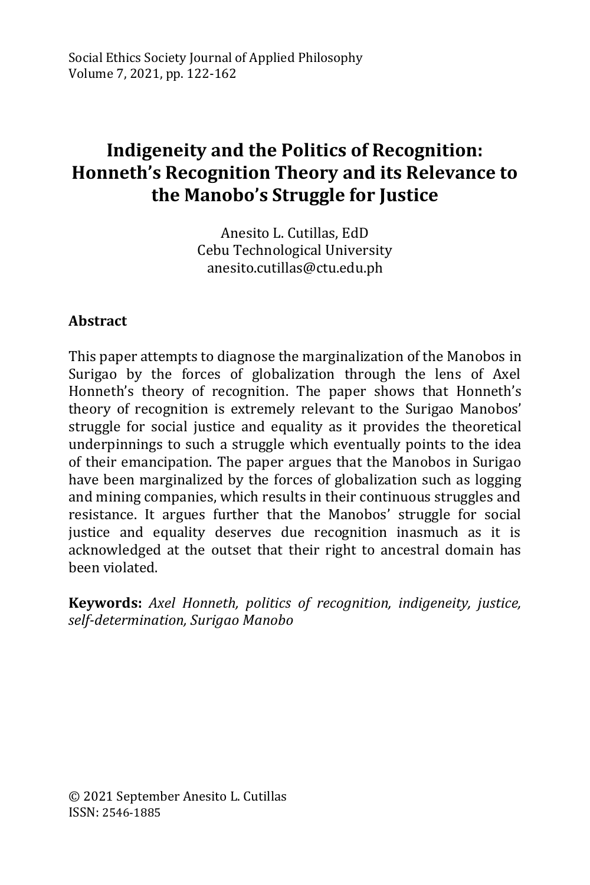# Indigeneity and the Politics of Recognition: Honneth's Recognition Theory and its Relevance to the Manobo's Struggle for Justice

Anesito L. Cutillas, EdD
Cebu Technological University
anesito.cutillas@ctu.edu.ph

## Abstract

This paper attempts to diagnose the marginalization of the Manobos in Surigao by the forces of globalization through the lens of Axel Honneth's theory of recognition. The paper shows that Honneth's theory of recognition is extremely relevant to the Surigao Manobos' struggle for social justice and equality as it provides the theoretical underpinnings to such a struggle which eventually points to the idea of their emancipation. The paper argues that the Manobos in Surigao have been marginalized by the forces of globalization such as logging and mining companies, which results in their continuous struggles and resistance. It argues further that the Manobos' struggle for social justice and equality deserves due recognition inasmuch as it is acknowledged at the outset that their right to ancestral domain has been violated.

**Keywords:** *Axel Honneth, politics of recognition, indigeneity, justice, self-determination, Surigao Manobo*

© 2021 September Anesito L. Cutillas
ISSN: 2546-1885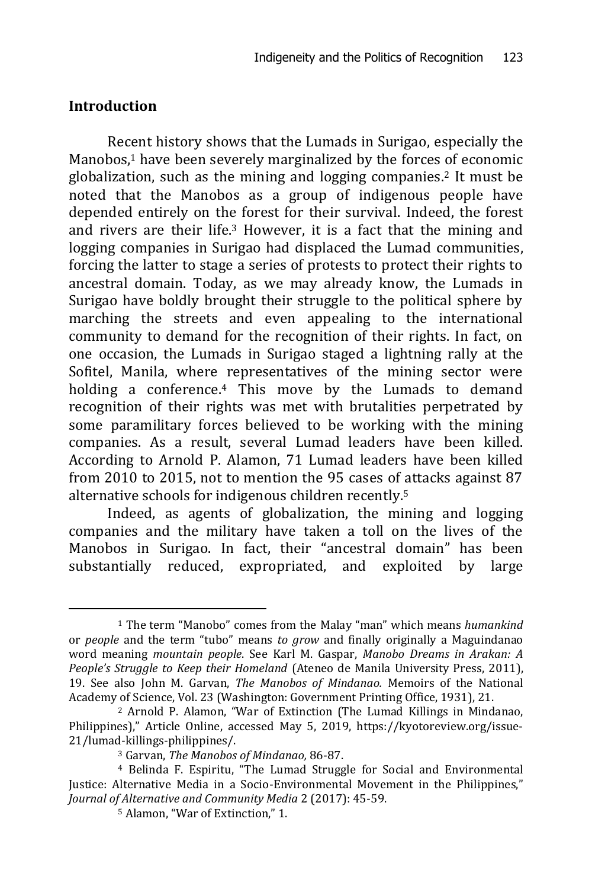## Introduction

Recent history shows that the Lumads in Surigao, especially the Manobos,[1] have been severely marginalized by the forces of economic globalization, such as the mining and logging companies.[2] It must be noted that the Manobos as a group of indigenous people have depended entirely on the forest for their survival. Indeed, the forest and rivers are their life.[3] However, it is a fact that the mining and logging companies in Surigao had displaced the Lumad communities, forcing the latter to stage a series of protests to protect their rights to ancestral domain. Today, as we may already know, the Lumads in Surigao have boldly brought their struggle to the political sphere by marching the streets and even appealing to the international community to demand for the recognition of their rights. In fact, on one occasion, the Lumads in Surigao staged a lightning rally at the Sofitel, Manila, where representatives of the mining sector were holding a conference.[4] This move by the Lumads to demand recognition of their rights was met with brutalities perpetrated by some paramilitary forces believed to be working with the mining companies. As a result, several Lumad leaders have been killed. According to Arnold P. Alamon, 71 Lumad leaders have been killed from 2010 to 2015, not to mention the 95 cases of attacks against 87 alternative schools for indigenous children recently.[5]

Indeed, as agents of globalization, the mining and logging companies and the military have taken a toll on the lives of the Manobos in Surigao. In fact, their "ancestral domain" has been substantially reduced, expropriated, and exploited by large

---

[1] The term "Manobo" comes from the Malay "man" which means *humankind* or *people* and the term "tubo" means *to grow* and finally originally a Maguindanao word meaning *mountain people*. See Karl M. Gaspar, *Manobo Dreams in Arakan: A People's Struggle to Keep their Homeland* (Ateneo de Manila University Press, 2011), 19. See also John M. Garvan, *The Manobos of Mindanao.* Memoirs of the National Academy of Science, Vol. 23 (Washington: Government Printing Office, 1931), 21.

[2] Arnold P. Alamon, "War of Extinction (The Lumad Killings in Mindanao, Philippines)," Article Online, accessed May 5, 2019, https://kyotoreview.org/issue-21/lumad-killings-philippines/.

[3] Garvan, *The Manobos of Mindanao,* 86-87.

[4] Belinda F. Espiritu, "The Lumad Struggle for Social and Environmental Justice: Alternative Media in a Socio-Environmental Movement in the Philippines," *Journal of Alternative and Community Media* 2 (2017): 45-59.

[5] Alamon, "War of Extinction," 1.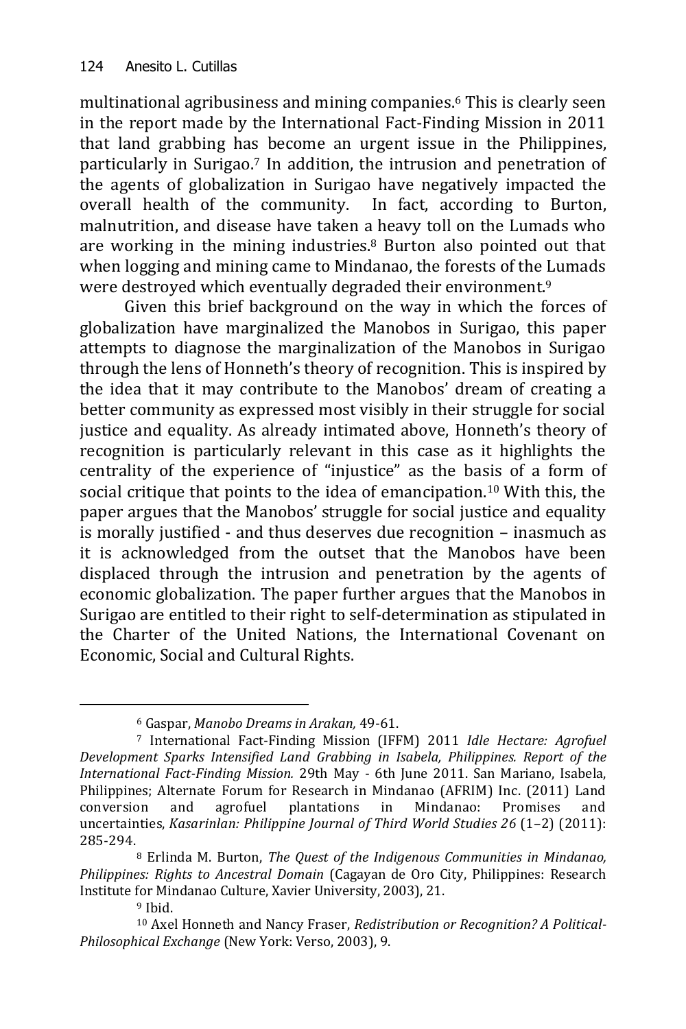multinational agribusiness and mining companies.[6] This is clearly seen in the report made by the International Fact-Finding Mission in 2011 that land grabbing has become an urgent issue in the Philippines, particularly in Surigao.[7] In addition, the intrusion and penetration of the agents of globalization in Surigao have negatively impacted the overall health of the community. In fact, according to Burton, malnutrition, and disease have taken a heavy toll on the Lumads who are working in the mining industries.[8] Burton also pointed out that when logging and mining came to Mindanao, the forests of the Lumads were destroyed which eventually degraded their environment.[9]

Given this brief background on the way in which the forces of globalization have marginalized the Manobos in Surigao, this paper attempts to diagnose the marginalization of the Manobos in Surigao through the lens of Honneth's theory of recognition. This is inspired by the idea that it may contribute to the Manobos' dream of creating a better community as expressed most visibly in their struggle for social justice and equality. As already intimated above, Honneth's theory of recognition is particularly relevant in this case as it highlights the centrality of the experience of "injustice" as the basis of a form of social critique that points to the idea of emancipation.[10] With this, the paper argues that the Manobos' struggle for social justice and equality is morally justified - and thus deserves due recognition – inasmuch as it is acknowledged from the outset that the Manobos have been displaced through the intrusion and penetration by the agents of economic globalization. The paper further argues that the Manobos in Surigao are entitled to their right to self-determination as stipulated in the Charter of the United Nations, the International Covenant on Economic, Social and Cultural Rights.

---

[6] Gaspar, *Manobo Dreams in Arakan,* 49-61.

[7] International Fact-Finding Mission (IFFM) 2011 *Idle Hectare: Agrofuel Development Sparks Intensified Land Grabbing in Isabela, Philippines. Report of the International Fact-Finding Mission.* 29th May - 6th June 2011. San Mariano, Isabela, Philippines; Alternate Forum for Research in Mindanao (AFRIM) Inc. (2011) Land conversion and agrofuel plantations in Mindanao: Promises and uncertainties, *Kasarinlan: Philippine Journal of Third World Studies 26* (1–2) (2011): 285-294.

[8] Erlinda M. Burton, *The Quest of the Indigenous Communities in Mindanao, Philippines: Rights to Ancestral Domain* (Cagayan de Oro City, Philippines: Research Institute for Mindanao Culture, Xavier University, 2003), 21.

[9] Ibid.

[10] Axel Honneth and Nancy Fraser, *Redistribution or Recognition? A Political-Philosophical Exchange* (New York: Verso, 2003), 9.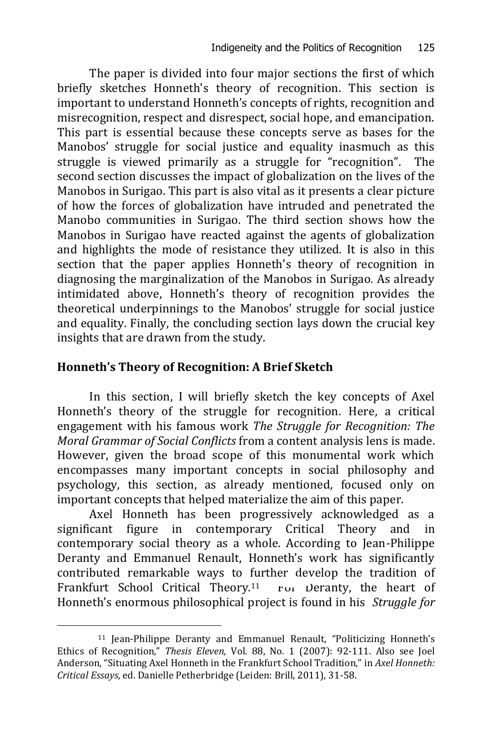The paper is divided into four major sections the first of which briefly sketches Honneth's theory of recognition. This section is important to understand Honneth's concepts of rights, recognition and misrecognition, respect and disrespect, social hope, and emancipation. This part is essential because these concepts serve as bases for the Manobos' struggle for social justice and equality inasmuch as this struggle is viewed primarily as a struggle for "recognition". The second section discusses the impact of globalization on the lives of the Manobos in Surigao. This part is also vital as it presents a clear picture of how the forces of globalization have intruded and penetrated the Manobo communities in Surigao. The third section shows how the Manobos in Surigao have reacted against the agents of globalization and highlights the mode of resistance they utilized. It is also in this section that the paper applies Honneth's theory of recognition in diagnosing the marginalization of the Manobos in Surigao. As already intimidated above, Honneth's theory of recognition provides the theoretical underpinnings to the Manobos' struggle for social justice and equality. Finally, the concluding section lays down the crucial key insights that are drawn from the study.

## Honneth's Theory of Recognition: A Brief Sketch

In this section, I will briefly sketch the key concepts of Axel Honneth's theory of the struggle for recognition. Here, a critical engagement with his famous work *The Struggle for Recognition: The Moral Grammar of Social Conflicts* from a content analysis lens is made. However, given the broad scope of this monumental work which encompasses many important concepts in social philosophy and psychology, this section, as already mentioned, focused only on important concepts that helped materialize the aim of this paper.

Axel Honneth has been progressively acknowledged as a significant figure in contemporary Critical Theory and in contemporary social theory as a whole. According to Jean-Philippe Deranty and Emmanuel Renault, Honneth's work has significantly contributed remarkable ways to further develop the tradition of Frankfurt School Critical Theory.[11] For Deranty, the heart of Honneth's enormous philosophical project is found in his *Struggle for*

---

[11] Jean-Philippe Deranty and Emmanuel Renault, "Politicizing Honneth's Ethics of Recognition," *Thesis Eleven,* Vol. 88, No. 1 (2007): 92-111. Also see Joel Anderson, "Situating Axel Honneth in the Frankfurt School Tradition," in *Axel Honneth: Critical Essays*, ed. Danielle Petherbridge (Leiden: Brill, 2011), 31-58.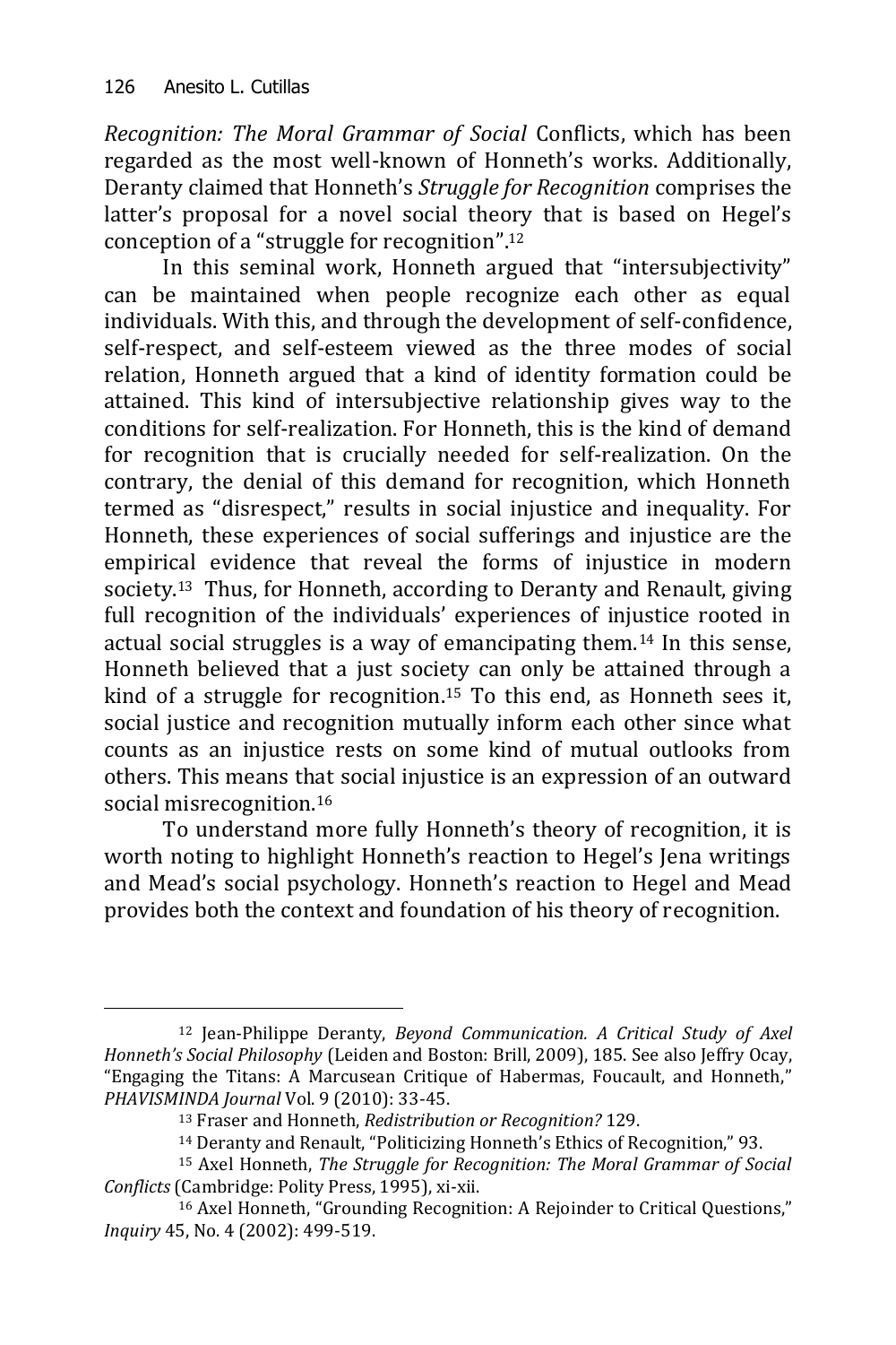*Recognition: The Moral Grammar of Social* Conflicts, which has been regarded as the most well-known of Honneth's works. Additionally, Deranty claimed that Honneth's *Struggle for Recognition* comprises the latter's proposal for a novel social theory that is based on Hegel's conception of a "struggle for recognition".[12]

In this seminal work, Honneth argued that "intersubjectivity" can be maintained when people recognize each other as equal individuals. With this, and through the development of self-confidence, self-respect, and self-esteem viewed as the three modes of social relation, Honneth argued that a kind of identity formation could be attained. This kind of intersubjective relationship gives way to the conditions for self-realization. For Honneth, this is the kind of demand for recognition that is crucially needed for self-realization. On the contrary, the denial of this demand for recognition, which Honneth termed as "disrespect," results in social injustice and inequality. For Honneth, these experiences of social sufferings and injustice are the empirical evidence that reveal the forms of injustice in modern society.[13] Thus, for Honneth, according to Deranty and Renault, giving full recognition of the individuals' experiences of injustice rooted in actual social struggles is a way of emancipating them.[14] In this sense, Honneth believed that a just society can only be attained through a kind of a struggle for recognition.[15] To this end, as Honneth sees it, social justice and recognition mutually inform each other since what counts as an injustice rests on some kind of mutual outlooks from others. This means that social injustice is an expression of an outward social misrecognition.[16]

To understand more fully Honneth's theory of recognition, it is worth noting to highlight Honneth's reaction to Hegel's Jena writings and Mead's social psychology. Honneth's reaction to Hegel and Mead provides both the context and foundation of his theory of recognition.

---

[12] Jean-Philippe Deranty, *Beyond Communication. A Critical Study of Axel Honneth's Social Philosophy* (Leiden and Boston: Brill, 2009), 185. See also Jeffry Ocay, "Engaging the Titans: A Marcusean Critique of Habermas, Foucault, and Honneth," *PHAVISMINDA Journal* Vol. 9 (2010): 33-45.

[13] Fraser and Honneth, *Redistribution or Recognition?* 129.

[14] Deranty and Renault, "Politicizing Honneth's Ethics of Recognition," 93.

[15] Axel Honneth, *The Struggle for Recognition: The Moral Grammar of Social Conflicts* (Cambridge: Polity Press, 1995), xi-xii.

[16] Axel Honneth, "Grounding Recognition: A Rejoinder to Critical Questions," *Inquiry* 45, No. 4 (2002): 499-519.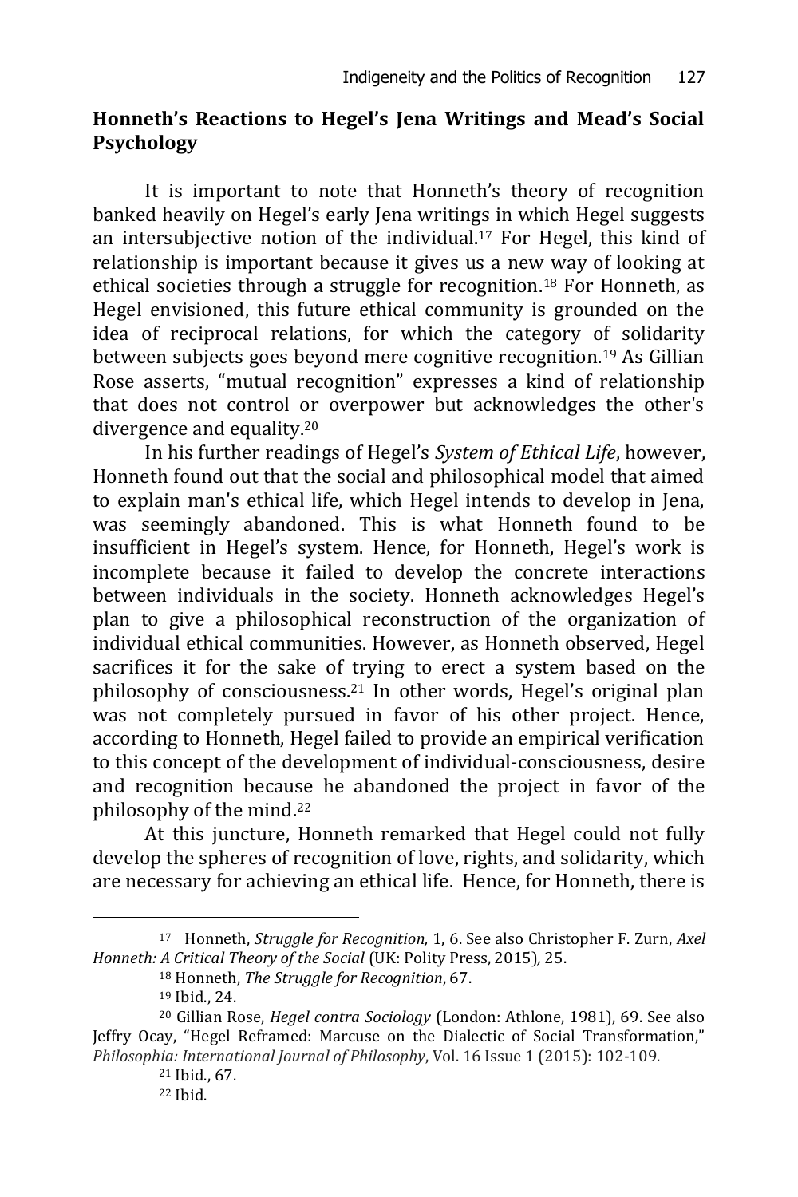## Honneth's Reactions to Hegel's Jena Writings and Mead's Social Psychology

It is important to note that Honneth's theory of recognition banked heavily on Hegel's early Jena writings in which Hegel suggests an intersubjective notion of the individual.[17] For Hegel, this kind of relationship is important because it gives us a new way of looking at ethical societies through a struggle for recognition.[18] For Honneth, as Hegel envisioned, this future ethical community is grounded on the idea of reciprocal relations, for which the category of solidarity between subjects goes beyond mere cognitive recognition.[19] As Gillian Rose asserts, "mutual recognition" expresses a kind of relationship that does not control or overpower but acknowledges the other's divergence and equality.[20]

In his further readings of Hegel's *System of Ethical Life*, however, Honneth found out that the social and philosophical model that aimed to explain man's ethical life, which Hegel intends to develop in Jena, was seemingly abandoned. This is what Honneth found to be insufficient in Hegel's system. Hence, for Honneth, Hegel's work is incomplete because it failed to develop the concrete interactions between individuals in the society. Honneth acknowledges Hegel's plan to give a philosophical reconstruction of the organization of individual ethical communities. However, as Honneth observed, Hegel sacrifices it for the sake of trying to erect a system based on the philosophy of consciousness.[21] In other words, Hegel's original plan was not completely pursued in favor of his other project. Hence, according to Honneth, Hegel failed to provide an empirical verification to this concept of the development of individual-consciousness, desire and recognition because he abandoned the project in favor of the philosophy of the mind.[22]

At this juncture, Honneth remarked that Hegel could not fully develop the spheres of recognition of love, rights, and solidarity, which are necessary for achieving an ethical life. Hence, for Honneth, there is

---

[17] Honneth, *Struggle for Recognition,* 1, 6. See also Christopher F. Zurn, *Axel Honneth: A Critical Theory of the Social* (UK: Polity Press, 2015), 25.

[18] Honneth, *The Struggle for Recognition*, 67.

[19] Ibid., 24.

[20] Gillian Rose, *Hegel contra Sociology* (London: Athlone, 1981), 69. See also Jeffry Ocay, "Hegel Reframed: Marcuse on the Dialectic of Social Transformation," *Philosophia: International Journal of Philosophy*, Vol. 16 Issue 1 (2015): 102-109.

[21] Ibid., 67.

[22] Ibid.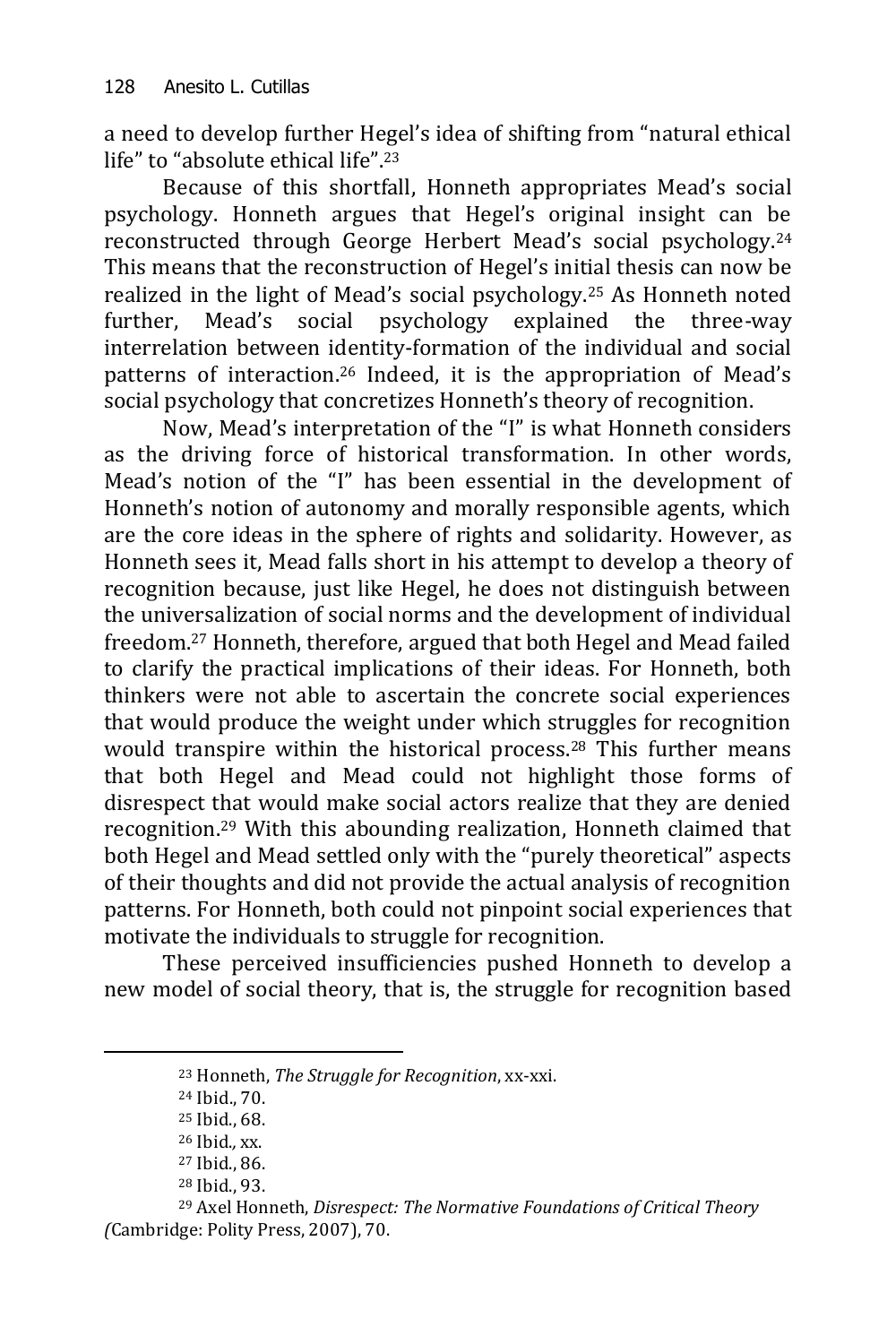a need to develop further Hegel's idea of shifting from "natural ethical life" to "absolute ethical life".[23]

Because of this shortfall, Honneth appropriates Mead's social psychology. Honneth argues that Hegel's original insight can be reconstructed through George Herbert Mead's social psychology.[24] This means that the reconstruction of Hegel's initial thesis can now be realized in the light of Mead's social psychology.[25] As Honneth noted further, Mead's social psychology explained the three-way interrelation between identity-formation of the individual and social patterns of interaction.[26] Indeed, it is the appropriation of Mead's social psychology that concretizes Honneth's theory of recognition.

Now, Mead's interpretation of the "I" is what Honneth considers as the driving force of historical transformation. In other words, Mead's notion of the "I" has been essential in the development of Honneth's notion of autonomy and morally responsible agents, which are the core ideas in the sphere of rights and solidarity. However, as Honneth sees it, Mead falls short in his attempt to develop a theory of recognition because, just like Hegel, he does not distinguish between the universalization of social norms and the development of individual freedom.[27] Honneth, therefore, argued that both Hegel and Mead failed to clarify the practical implications of their ideas. For Honneth, both thinkers were not able to ascertain the concrete social experiences that would produce the weight under which struggles for recognition would transpire within the historical process.[28] This further means that both Hegel and Mead could not highlight those forms of disrespect that would make social actors realize that they are denied recognition.[29] With this abounding realization, Honneth claimed that both Hegel and Mead settled only with the "purely theoretical" aspects of their thoughts and did not provide the actual analysis of recognition patterns. For Honneth, both could not pinpoint social experiences that motivate the individuals to struggle for recognition.

These perceived insufficiencies pushed Honneth to develop a new model of social theory, that is, the struggle for recognition based

---

[23] Honneth, *The Struggle for Recognition*, xx-xxi.

[24] Ibid., 70.

[25] Ibid., 68.

[26] Ibid., xx.

[27] Ibid., 86.

[28] Ibid., 93.

[29] Axel Honneth, *Disrespect: The Normative Foundations of Critical Theory (*Cambridge: Polity Press, 2007), 70.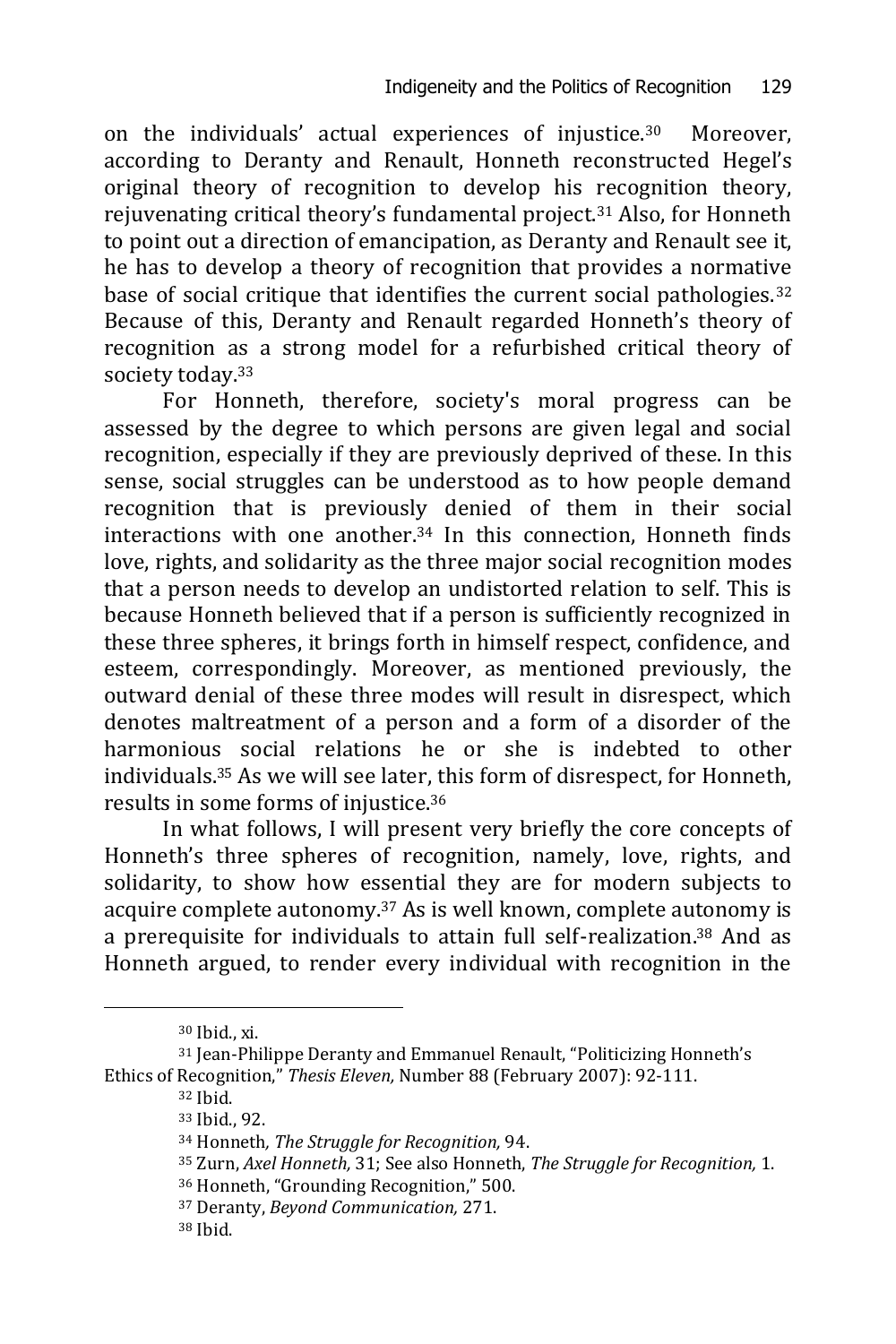on the individuals' actual experiences of injustice.[30] Moreover, according to Deranty and Renault, Honneth reconstructed Hegel's original theory of recognition to develop his recognition theory, rejuvenating critical theory's fundamental project.[31] Also, for Honneth to point out a direction of emancipation, as Deranty and Renault see it, he has to develop a theory of recognition that provides a normative base of social critique that identifies the current social pathologies.[32] Because of this, Deranty and Renault regarded Honneth's theory of recognition as a strong model for a refurbished critical theory of society today.[33]

For Honneth, therefore, society's moral progress can be assessed by the degree to which persons are given legal and social recognition, especially if they are previously deprived of these. In this sense, social struggles can be understood as to how people demand recognition that is previously denied of them in their social interactions with one another.[34] In this connection, Honneth finds love, rights, and solidarity as the three major social recognition modes that a person needs to develop an undistorted relation to self. This is because Honneth believed that if a person is sufficiently recognized in these three spheres, it brings forth in himself respect, confidence, and esteem, correspondingly. Moreover, as mentioned previously, the outward denial of these three modes will result in disrespect, which denotes maltreatment of a person and a form of a disorder of the harmonious social relations he or she is indebted to other individuals.[35] As we will see later, this form of disrespect, for Honneth, results in some forms of injustice.[36]

In what follows, I will present very briefly the core concepts of Honneth's three spheres of recognition, namely, love, rights, and solidarity, to show how essential they are for modern subjects to acquire complete autonomy.[37] As is well known, complete autonomy is a prerequisite for individuals to attain full self-realization.[38] And as Honneth argued, to render every individual with recognition in the

---

[30] Ibid., xi.

[31] Jean-Philippe Deranty and Emmanuel Renault, "Politicizing Honneth's Ethics of Recognition," *Thesis Eleven,* Number 88 (February 2007): 92-111.

[32] Ibid.

[33] Ibid., 92.

[34] Honneth*, The Struggle for Recognition,* 94.

[35] Zurn, *Axel Honneth,* 31; See also Honneth, *The Struggle for Recognition,* 1.

[36] Honneth, "Grounding Recognition," 500.

[37] Deranty, *Beyond Communication,* 271.

[38] Ibid.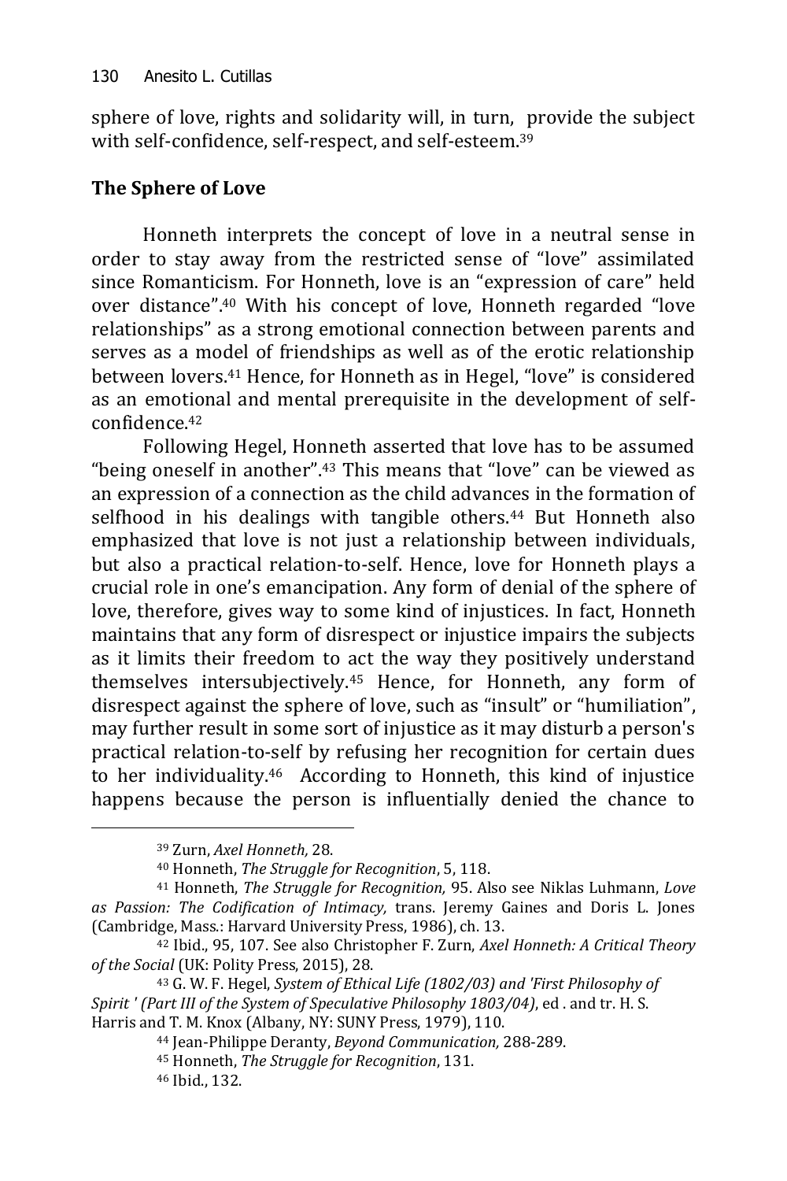sphere of love, rights and solidarity will, in turn, provide the subject with self-confidence, self-respect, and self-esteem.[39]

## The Sphere of Love

Honneth interprets the concept of love in a neutral sense in order to stay away from the restricted sense of "love" assimilated since Romanticism. For Honneth, love is an "expression of care" held over distance".[40] With his concept of love, Honneth regarded "love relationships" as a strong emotional connection between parents and serves as a model of friendships as well as of the erotic relationship between lovers.[41] Hence, for Honneth as in Hegel, "love" is considered as an emotional and mental prerequisite in the development of self-confidence.[42]

Following Hegel, Honneth asserted that love has to be assumed "being oneself in another".[43] This means that "love" can be viewed as an expression of a connection as the child advances in the formation of selfhood in his dealings with tangible others.[44] But Honneth also emphasized that love is not just a relationship between individuals, but also a practical relation-to-self. Hence, love for Honneth plays a crucial role in one's emancipation. Any form of denial of the sphere of love, therefore, gives way to some kind of injustices. In fact, Honneth maintains that any form of disrespect or injustice impairs the subjects as it limits their freedom to act the way they positively understand themselves intersubjectively.[45] Hence, for Honneth, any form of disrespect against the sphere of love, such as "insult" or "humiliation", may further result in some sort of injustice as it may disturb a person's practical relation-to-self by refusing her recognition for certain dues to her individuality.[46] According to Honneth, this kind of injustice happens because the person is influentially denied the chance to

---

[39] Zurn, *Axel Honneth,* 28.

[40] Honneth, *The Struggle for Recognition*, 5, 118.

[41] Honneth, *The Struggle for Recognition,* 95. Also see Niklas Luhmann, *Love as Passion: The Codification of Intimacy,* trans. Jeremy Gaines and Doris L. Jones (Cambridge, Mass.: Harvard University Press, 1986), ch. 13.

[42] Ibid., 95, 107. See also Christopher F. Zurn, *Axel Honneth: A Critical Theory of the Social* (UK: Polity Press, 2015), 28.

[43] G. W. F. Hegel, *System of Ethical Life (1802/03) and 'First Philosophy of Spirit ' (Part III of the System of Speculative Philosophy 1803/04)*, ed . and tr. H. S. Harris and T. M. Knox (Albany, NY: SUNY Press, 1979), 110.

[44] Jean-Philippe Deranty, *Beyond Communication,* 288-289.

[45] Honneth, *The Struggle for Recognition*, 131.

[46] Ibid., 132.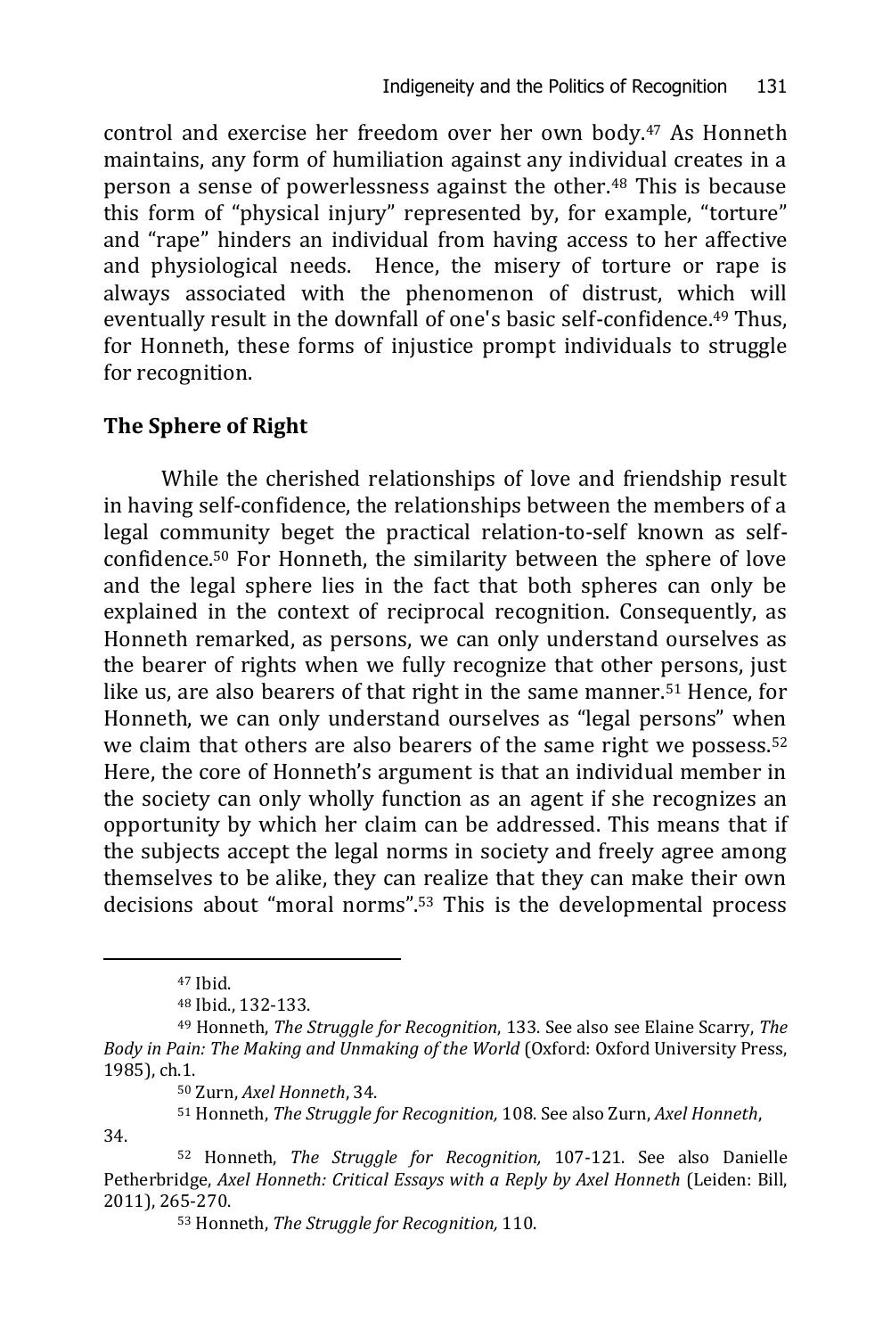control and exercise her freedom over her own body.[47] As Honneth maintains, any form of humiliation against any individual creates in a person a sense of powerlessness against the other.[48] This is because this form of "physical injury" represented by, for example, "torture" and "rape" hinders an individual from having access to her affective and physiological needs. Hence, the misery of torture or rape is always associated with the phenomenon of distrust, which will eventually result in the downfall of one's basic self-confidence.[49] Thus, for Honneth, these forms of injustice prompt individuals to struggle for recognition.

## The Sphere of Right

While the cherished relationships of love and friendship result in having self-confidence, the relationships between the members of a legal community beget the practical relation-to-self known as self-confidence.[50] For Honneth, the similarity between the sphere of love and the legal sphere lies in the fact that both spheres can only be explained in the context of reciprocal recognition. Consequently, as Honneth remarked, as persons, we can only understand ourselves as the bearer of rights when we fully recognize that other persons, just like us, are also bearers of that right in the same manner.[51] Hence, for Honneth, we can only understand ourselves as "legal persons" when we claim that others are also bearers of the same right we possess.[52] Here, the core of Honneth's argument is that an individual member in the society can only wholly function as an agent if she recognizes an opportunity by which her claim can be addressed. This means that if the subjects accept the legal norms in society and freely agree among themselves to be alike, they can realize that they can make their own decisions about "moral norms".[53] This is the developmental process

---

[47] Ibid.

[48] Ibid., 132-133.

[49] Honneth, *The Struggle for Recognition*, 133. See also see Elaine Scarry, *The Body in Pain: The Making and Unmaking of the World* (Oxford: Oxford University Press, 1985), ch.1.

[50] Zurn, *Axel Honneth*, 34.

[51] Honneth, *The Struggle for Recognition,* 108. See also Zurn, *Axel Honneth*, 34.

[52] Honneth, *The Struggle for Recognition,* 107-121. See also Danielle Petherbridge, *Axel Honneth: Critical Essays with a Reply by Axel Honneth* (Leiden: Bill, 2011), 265-270.

[53] Honneth, *The Struggle for Recognition,* 110.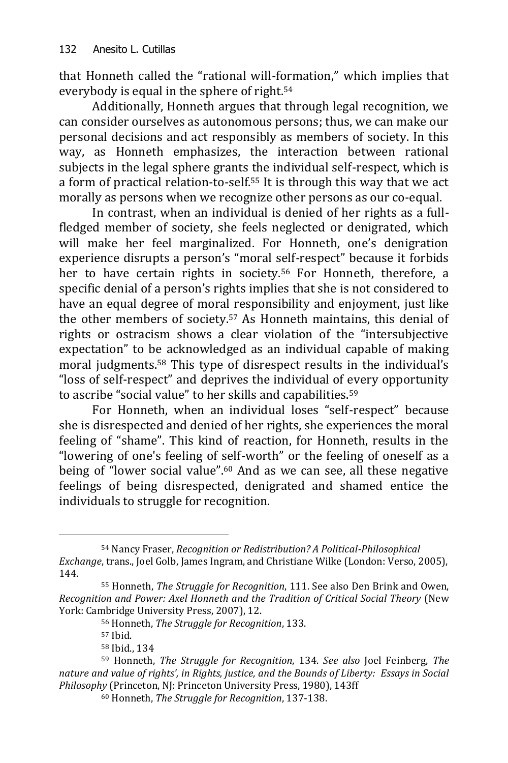that Honneth called the "rational will-formation," which implies that everybody is equal in the sphere of right.[54]

Additionally, Honneth argues that through legal recognition, we can consider ourselves as autonomous persons; thus, we can make our personal decisions and act responsibly as members of society. In this way, as Honneth emphasizes, the interaction between rational subjects in the legal sphere grants the individual self-respect, which is a form of practical relation-to-self.[55] It is through this way that we act morally as persons when we recognize other persons as our co-equal.

In contrast, when an individual is denied of her rights as a full-fledged member of society, she feels neglected or denigrated, which will make her feel marginalized. For Honneth, one's denigration experience disrupts a person's "moral self-respect" because it forbids her to have certain rights in society.[56] For Honneth, therefore, a specific denial of a person's rights implies that she is not considered to have an equal degree of moral responsibility and enjoyment, just like the other members of society.[57] As Honneth maintains, this denial of rights or ostracism shows a clear violation of the "intersubjective expectation" to be acknowledged as an individual capable of making moral judgments.[58] This type of disrespect results in the individual's "loss of self-respect" and deprives the individual of every opportunity to ascribe "social value" to her skills and capabilities.[59]

For Honneth, when an individual loses "self-respect" because she is disrespected and denied of her rights, she experiences the moral feeling of "shame". This kind of reaction, for Honneth, results in the "lowering of one's feeling of self-worth" or the feeling of oneself as a being of "lower social value".[60] And as we can see, all these negative feelings of being disrespected, denigrated and shamed entice the individuals to struggle for recognition.

---

[54] Nancy Fraser, *Recognition or Redistribution? A Political-Philosophical Exchange*, trans., Joel Golb, James Ingram, and Christiane Wilke (London: Verso, 2005), 144.

[55] Honneth, *The Struggle for Recognition*, 111. See also Den Brink and Owen, *Recognition and Power: Axel Honneth and the Tradition of Critical Social Theory* (New York: Cambridge University Press, 2007), 12.

[56] Honneth, *The Struggle for Recognition*, 133.

[57] Ibid.

[58] Ibid., 134

[59] Honneth, *The Struggle for Recognition*, 134. *See also* Joel Feinberg, *The nature and value of rights', in Rights, justice, and the Bounds of Liberty: Essays in Social Philosophy* (Princeton, NJ: Princeton University Press, 1980), 143ff

[60] Honneth, *The Struggle for Recognition*, 137-138.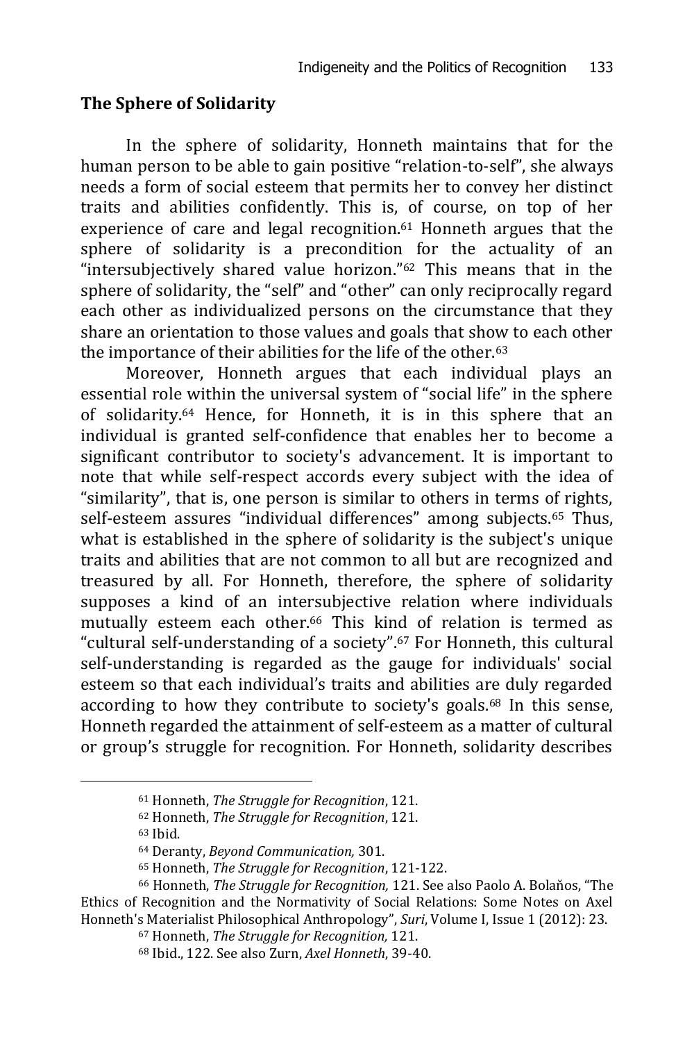## The Sphere of Solidarity

In the sphere of solidarity, Honneth maintains that for the human person to be able to gain positive "relation-to-self", she always needs a form of social esteem that permits her to convey her distinct traits and abilities confidently. This is, of course, on top of her experience of care and legal recognition.[61] Honneth argues that the sphere of solidarity is a precondition for the actuality of an "intersubjectively shared value horizon."[62] This means that in the sphere of solidarity, the "self" and "other" can only reciprocally regard each other as individualized persons on the circumstance that they share an orientation to those values and goals that show to each other the importance of their abilities for the life of the other.[63]

Moreover, Honneth argues that each individual plays an essential role within the universal system of "social life" in the sphere of solidarity.[64] Hence, for Honneth, it is in this sphere that an individual is granted self-confidence that enables her to become a significant contributor to society's advancement. It is important to note that while self-respect accords every subject with the idea of "similarity", that is, one person is similar to others in terms of rights, self-esteem assures "individual differences" among subjects.[65] Thus, what is established in the sphere of solidarity is the subject's unique traits and abilities that are not common to all but are recognized and treasured by all. For Honneth, therefore, the sphere of solidarity supposes a kind of an intersubjective relation where individuals mutually esteem each other.[66] This kind of relation is termed as "cultural self-understanding of a society".[67] For Honneth, this cultural self-understanding is regarded as the gauge for individuals' social esteem so that each individual's traits and abilities are duly regarded according to how they contribute to society's goals.[68] In this sense, Honneth regarded the attainment of self-esteem as a matter of cultural or group's struggle for recognition. For Honneth, solidarity describes

---

[61] Honneth, *The Struggle for Recognition*, 121.

[62] Honneth, *The Struggle for Recognition*, 121.

[63] Ibid.

[64] Deranty, *Beyond Communication,* 301.

[65] Honneth, *The Struggle for Recognition*, 121-122.

[66] Honneth, *The Struggle for Recognition,* 121. See also Paolo A. Bolaňos, "The Ethics of Recognition and the Normativity of Social Relations: Some Notes on Axel Honneth's Materialist Philosophical Anthropology", *Suri*, Volume I, Issue 1 (2012): 23.

[67] Honneth, *The Struggle for Recognition,* 121.

[68] Ibid., 122. See also Zurn, *Axel Honneth*, 39-40.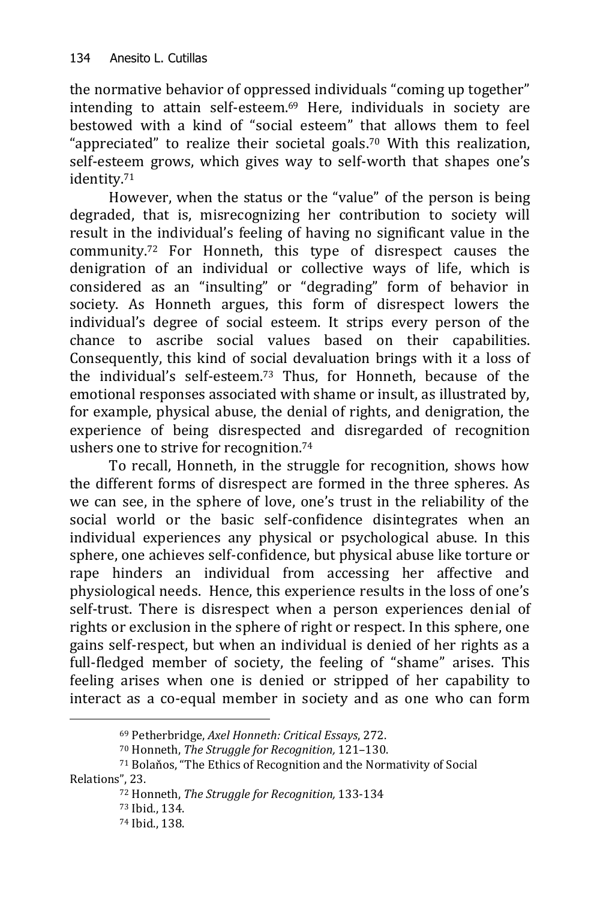the normative behavior of oppressed individuals "coming up together" intending to attain self-esteem.[69] Here, individuals in society are bestowed with a kind of "social esteem" that allows them to feel "appreciated" to realize their societal goals.[70] With this realization, self-esteem grows, which gives way to self-worth that shapes one's identity.[71]

However, when the status or the "value" of the person is being degraded, that is, misrecognizing her contribution to society will result in the individual's feeling of having no significant value in the community.[72] For Honneth, this type of disrespect causes the denigration of an individual or collective ways of life, which is considered as an "insulting" or "degrading" form of behavior in society. As Honneth argues, this form of disrespect lowers the individual's degree of social esteem. It strips every person of the chance to ascribe social values based on their capabilities. Consequently, this kind of social devaluation brings with it a loss of the individual's self-esteem.[73] Thus, for Honneth, because of the emotional responses associated with shame or insult, as illustrated by, for example, physical abuse, the denial of rights, and denigration, the experience of being disrespected and disregarded of recognition ushers one to strive for recognition.[74]

To recall, Honneth, in the struggle for recognition, shows how the different forms of disrespect are formed in the three spheres. As we can see, in the sphere of love, one's trust in the reliability of the social world or the basic self-confidence disintegrates when an individual experiences any physical or psychological abuse. In this sphere, one achieves self-confidence, but physical abuse like torture or rape hinders an individual from accessing her affective and physiological needs. Hence, this experience results in the loss of one's self-trust. There is disrespect when a person experiences denial of rights or exclusion in the sphere of right or respect. In this sphere, one gains self-respect, but when an individual is denied of her rights as a full-fledged member of society, the feeling of "shame" arises. This feeling arises when one is denied or stripped of her capability to interact as a co-equal member in society and as one who can form

---

[69] Petherbridge, *Axel Honneth: Critical Essays*, 272.

[70] Honneth, *The Struggle for Recognition,* 121–130.

[71] Bolaňos, "The Ethics of Recognition and the Normativity of Social Relations", 23.

[72] Honneth, *The Struggle for Recognition,* 133-134

[73] Ibid., 134.

[74] Ibid., 138.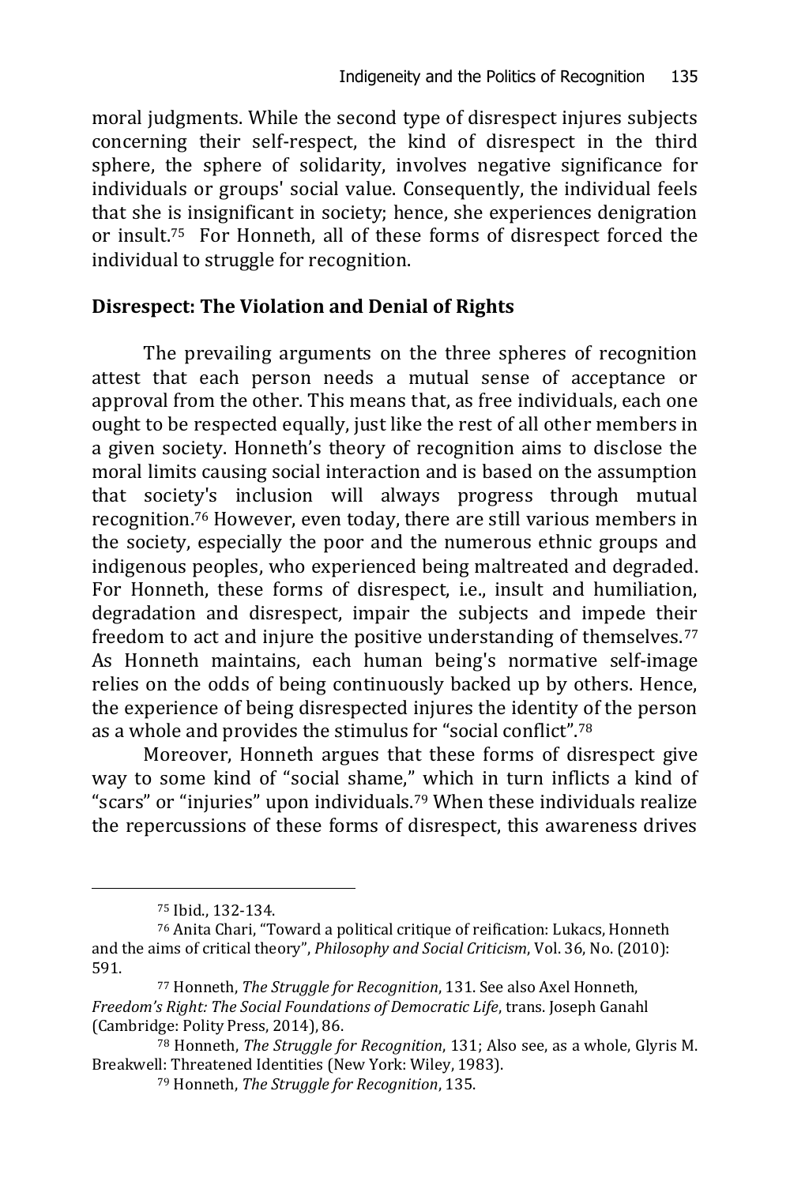moral judgments. While the second type of disrespect injures subjects concerning their self-respect, the kind of disrespect in the third sphere, the sphere of solidarity, involves negative significance for individuals or groups' social value. Consequently, the individual feels that she is insignificant in society; hence, she experiences denigration or insult.[75] For Honneth, all of these forms of disrespect forced the individual to struggle for recognition.

## Disrespect: The Violation and Denial of Rights

The prevailing arguments on the three spheres of recognition attest that each person needs a mutual sense of acceptance or approval from the other. This means that, as free individuals, each one ought to be respected equally, just like the rest of all other members in a given society. Honneth's theory of recognition aims to disclose the moral limits causing social interaction and is based on the assumption that society's inclusion will always progress through mutual recognition.[76] However, even today, there are still various members in the society, especially the poor and the numerous ethnic groups and indigenous peoples, who experienced being maltreated and degraded. For Honneth, these forms of disrespect, i.e., insult and humiliation, degradation and disrespect, impair the subjects and impede their freedom to act and injure the positive understanding of themselves.[77] As Honneth maintains, each human being's normative self-image relies on the odds of being continuously backed up by others. Hence, the experience of being disrespected injures the identity of the person as a whole and provides the stimulus for "social conflict".[78]

Moreover, Honneth argues that these forms of disrespect give way to some kind of "social shame," which in turn inflicts a kind of "scars" or "injuries" upon individuals.[79] When these individuals realize the repercussions of these forms of disrespect, this awareness drives

---

[75] Ibid., 132-134.

[76] Anita Chari, "Toward a political critique of reification: Lukacs, Honneth and the aims of critical theory", *Philosophy and Social Criticism*, Vol. 36, No. (2010): 591.

[77] Honneth, *The Struggle for Recognition*, 131. See also Axel Honneth, *Freedom's Right: The Social Foundations of Democratic Life*, trans. Joseph Ganahl (Cambridge: Polity Press, 2014), 86.

[78] Honneth, *The Struggle for Recognition*, 131; Also see, as a whole, Glyris M. Breakwell: Threatened Identities (New York: Wiley, 1983).

[79] Honneth, *The Struggle for Recognition*, 135.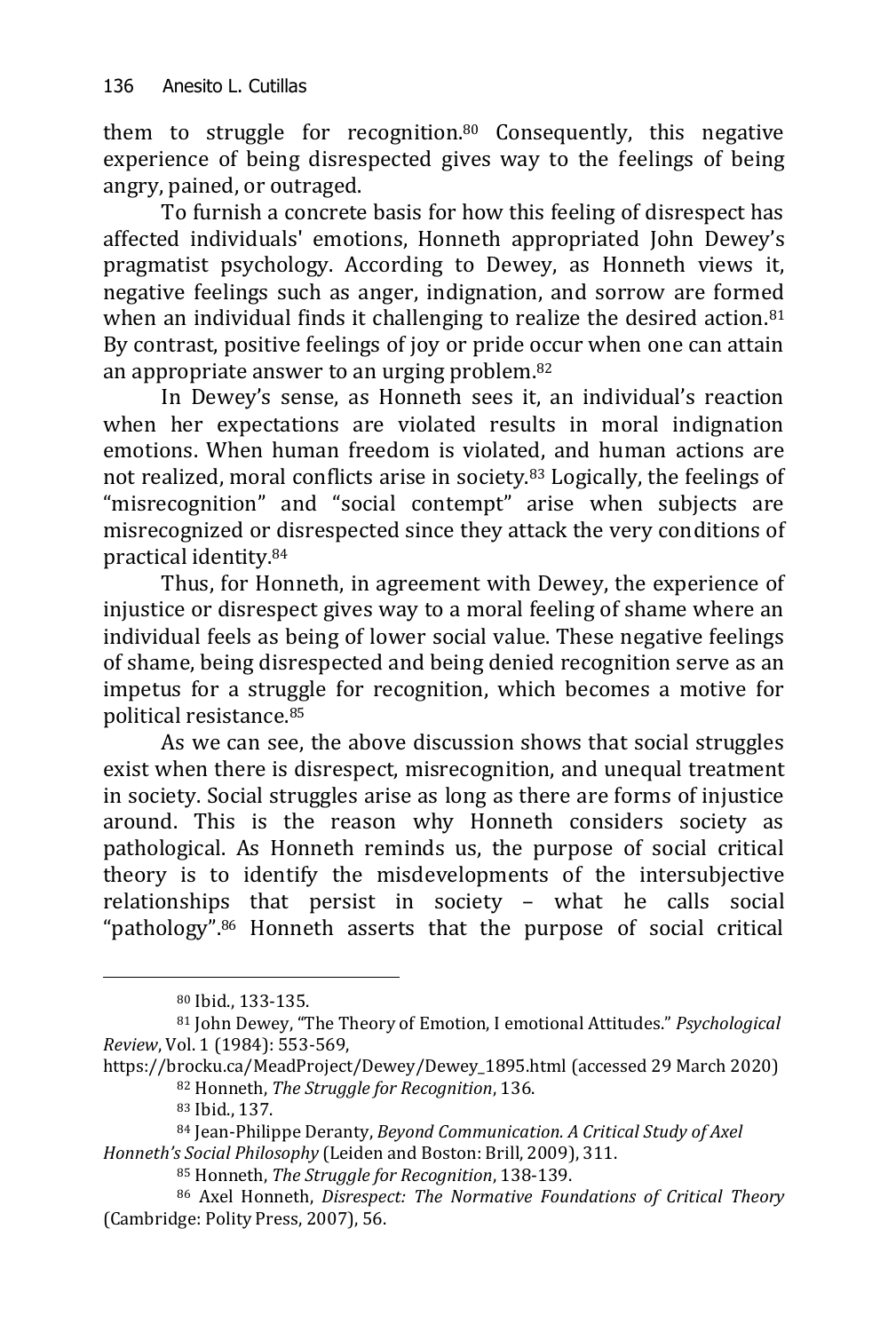them to struggle for recognition.[80] Consequently, this negative experience of being disrespected gives way to the feelings of being angry, pained, or outraged.

To furnish a concrete basis for how this feeling of disrespect has affected individuals' emotions, Honneth appropriated John Dewey's pragmatist psychology. According to Dewey, as Honneth views it, negative feelings such as anger, indignation, and sorrow are formed when an individual finds it challenging to realize the desired action.[81] By contrast, positive feelings of joy or pride occur when one can attain an appropriate answer to an urging problem.[82]

In Dewey's sense, as Honneth sees it, an individual's reaction when her expectations are violated results in moral indignation emotions. When human freedom is violated, and human actions are not realized, moral conflicts arise in society.[83] Logically, the feelings of "misrecognition" and "social contempt" arise when subjects are misrecognized or disrespected since they attack the very conditions of practical identity.[84]

Thus, for Honneth, in agreement with Dewey, the experience of injustice or disrespect gives way to a moral feeling of shame where an individual feels as being of lower social value. These negative feelings of shame, being disrespected and being denied recognition serve as an impetus for a struggle for recognition, which becomes a motive for political resistance.[85]

As we can see, the above discussion shows that social struggles exist when there is disrespect, misrecognition, and unequal treatment in society. Social struggles arise as long as there are forms of injustice around. This is the reason why Honneth considers society as pathological. As Honneth reminds us, the purpose of social critical theory is to identify the misdevelopments of the intersubjective relationships that persist in society – what he calls social "pathology".[86] Honneth asserts that the purpose of social critical

---

[80] Ibid., 133-135.

[81] John Dewey, "The Theory of Emotion, I emotional Attitudes." *Psychological Review*, Vol. 1 (1984): 553-569, https://brocku.ca/MeadProject/Dewey/Dewey_1895.html (accessed 29 March 2020)

[82] Honneth, *The Struggle for Recognition*, 136.

[83] Ibid., 137.

[84] Jean-Philippe Deranty, *Beyond Communication. A Critical Study of Axel Honneth's Social Philosophy* (Leiden and Boston: Brill, 2009), 311.

[85] Honneth, *The Struggle for Recognition*, 138-139.

[86] Axel Honneth, *Disrespect: The Normative Foundations of Critical Theory* (Cambridge: Polity Press, 2007), 56.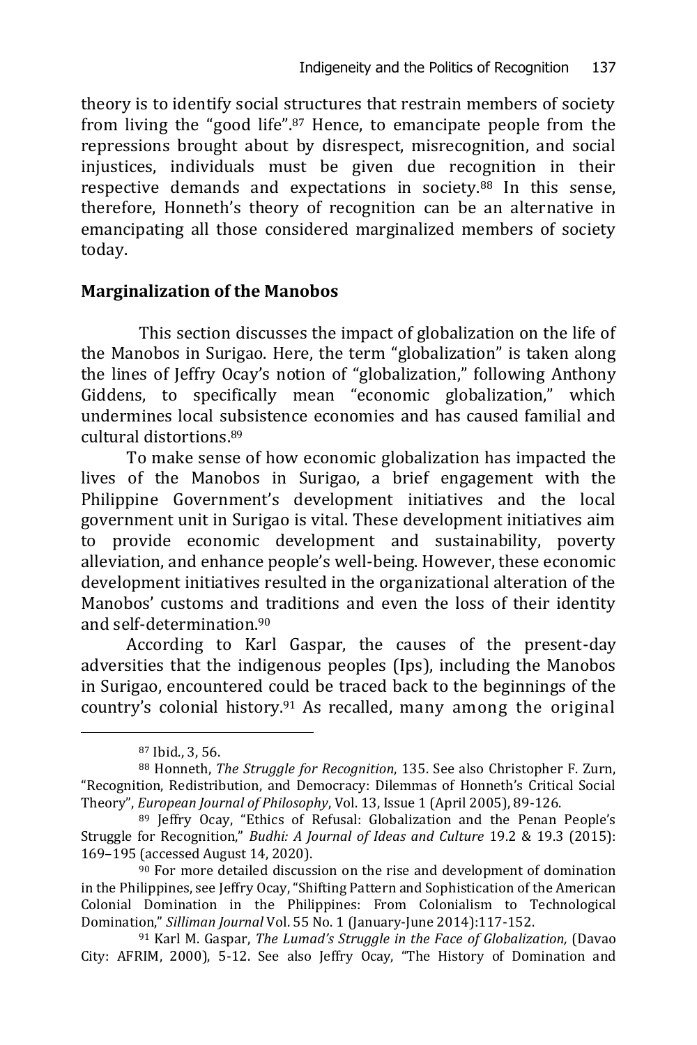theory is to identify social structures that restrain members of society from living the "good life".[87] Hence, to emancipate people from the repressions brought about by disrespect, misrecognition, and social injustices, individuals must be given due recognition in their respective demands and expectations in society.[88] In this sense, therefore, Honneth's theory of recognition can be an alternative in emancipating all those considered marginalized members of society today.

## Marginalization of the Manobos

This section discusses the impact of globalization on the life of the Manobos in Surigao. Here, the term "globalization" is taken along the lines of Jeffry Ocay's notion of "globalization," following Anthony Giddens, to specifically mean "economic globalization," which undermines local subsistence economies and has caused familial and cultural distortions.[89]

To make sense of how economic globalization has impacted the lives of the Manobos in Surigao, a brief engagement with the Philippine Government's development initiatives and the local government unit in Surigao is vital. These development initiatives aim to provide economic development and sustainability, poverty alleviation, and enhance people's well-being. However, these economic development initiatives resulted in the organizational alteration of the Manobos' customs and traditions and even the loss of their identity and self-determination.[90]

According to Karl Gaspar, the causes of the present-day adversities that the indigenous peoples (Ips), including the Manobos in Surigao, encountered could be traced back to the beginnings of the country's colonial history.[91] As recalled, many among the original

---

[87] Ibid., 3, 56.

[88] Honneth, *The Struggle for Recognition*, 135. See also Christopher F. Zurn, "Recognition, Redistribution, and Democracy: Dilemmas of Honneth's Critical Social Theory", *European Journal of Philosophy*, Vol. 13, Issue 1 (April 2005), 89-126.

[89] Jeffry Ocay, "Ethics of Refusal: Globalization and the Penan People's Struggle for Recognition," *Budhi: A Journal of Ideas and Culture* 19.2 & 19.3 (2015): 169–195 (accessed August 14, 2020).

[90] For more detailed discussion on the rise and development of domination in the Philippines, see Jeffry Ocay, "Shifting Pattern and Sophistication of the American Colonial Domination in the Philippines: From Colonialism to Technological Domination," *Silliman Journal* Vol. 55 No. 1 (January-June 2014):117-152.

[91] Karl M. Gaspar, *The Lumad's Struggle in the Face of Globalization,* (Davao City: AFRIM, 2000), 5-12. See also Jeffry Ocay, "The History of Domination and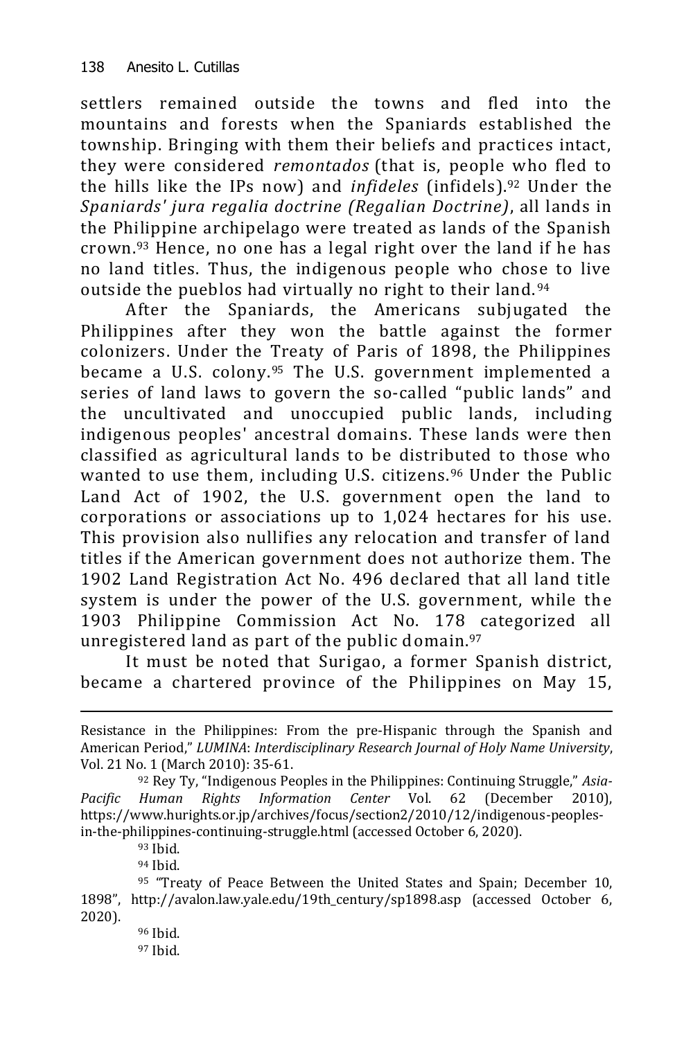settlers remained outside the towns and fled into the mountains and forests when the Spaniards established the township. Bringing with them their beliefs and practices intact, they were considered *remontados* (that is, people who fled to the hills like the IPs now) and *infideles* (infidels).[92] Under the *Spaniards' jura regalia doctrine (Regalian Doctrine)*, all lands in the Philippine archipelago were treated as lands of the Spanish crown.[93] Hence, no one has a legal right over the land if he has no land titles. Thus, the indigenous people who chose to live outside the pueblos had virtually no right to their land.[94]

After the Spaniards, the Americans subjugated the Philippines after they won the battle against the former colonizers. Under the Treaty of Paris of 1898, the Philippines became a U.S. colony.[95] The U.S. government implemented a series of land laws to govern the so-called "public lands" and the uncultivated and unoccupied public lands, including indigenous peoples' ancestral domains. These lands were then classified as agricultural lands to be distributed to those who wanted to use them, including U.S. citizens.[96] Under the Public Land Act of 1902, the U.S. government open the land to corporations or associations up to 1,024 hectares for his use. This provision also nullifies any relocation and transfer of land titles if the American government does not authorize them. The 1902 Land Registration Act No. 496 declared that all land title system is under the power of the U.S. government, while the 1903 Philippine Commission Act No. 178 categorized all unregistered land as part of the public domain.[97]

It must be noted that Surigao, a former Spanish district, became a chartered province of the Philippines on May 15,

---

Resistance in the Philippines: From the pre-Hispanic through the Spanish and American Period," *LUMINA*: *Interdisciplinary Research Journal of Holy Name University*, Vol. 21 No. 1 (March 2010): 35-61.

[92] Rey Ty, "Indigenous Peoples in the Philippines: Continuing Struggle," *Asia-Pacific Human Rights Information Center* Vol. 62 (December 2010), https://www.hurights.or.jp/archives/focus/section2/2010/12/indigenous-peoples-in-the-philippines-continuing-struggle.html (accessed October 6, 2020).

[93] Ibid.

[94] Ibid.

[95] "Treaty of Peace Between the United States and Spain; December 10, 1898", http://avalon.law.yale.edu/19th_century/sp1898.asp (accessed October 6, 2020).

[96] Ibid.

[97] Ibid.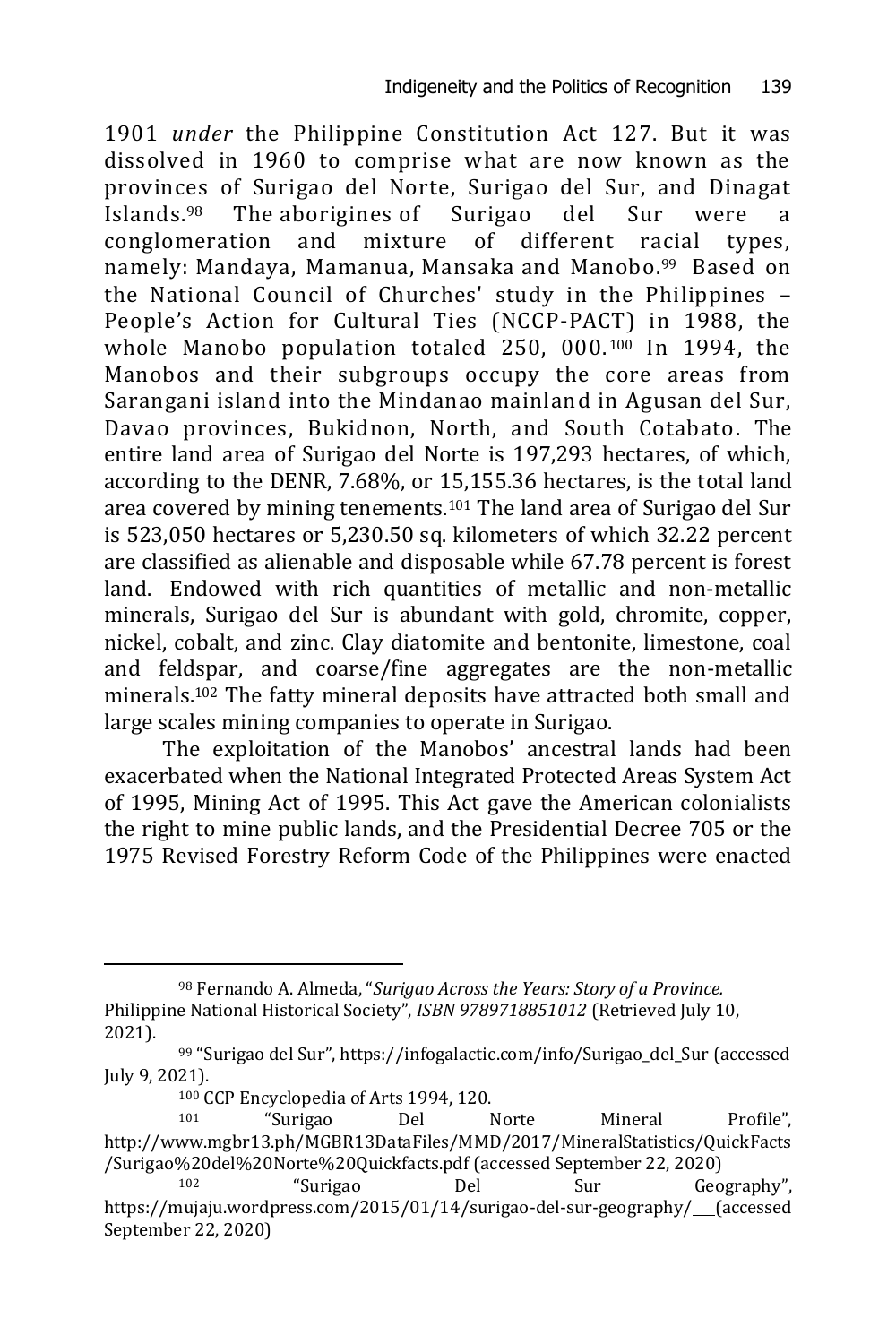1901 *under* the Philippine Constitution Act 127. But it was dissolved in 1960 to comprise what are now known as the provinces of Surigao del Norte, Surigao del Sur, and Dinagat Islands.[98] The aborigines of Surigao del Sur were a conglomeration and mixture of different racial types, namely: Mandaya, Mamanua, Mansaka and Manobo.[99] Based on the National Council of Churches' study in the Philippines – People's Action for Cultural Ties (NCCP-PACT) in 1988, the whole Manobo population totaled 250, 000.[100] In 1994, the Manobos and their subgroups occupy the core areas from Sarangani island into the Mindanao mainland in Agusan del Sur, Davao provinces, Bukidnon, North, and South Cotabato. The entire land area of Surigao del Norte is 197,293 hectares, of which, according to the DENR, 7.68%, or 15,155.36 hectares, is the total land area covered by mining tenements.[101] The land area of Surigao del Sur is 523,050 hectares or 5,230.50 sq. kilometers of which 32.22 percent are classified as alienable and disposable while 67.78 percent is forest land. Endowed with rich quantities of metallic and non-metallic minerals, Surigao del Sur is abundant with gold, chromite, copper, nickel, cobalt, and zinc. Clay diatomite and bentonite, limestone, coal and feldspar, and coarse/fine aggregates are the non-metallic minerals.[102] The fatty mineral deposits have attracted both small and large scales mining companies to operate in Surigao.

The exploitation of the Manobos' ancestral lands had been exacerbated when the National Integrated Protected Areas System Act of 1995, Mining Act of 1995. This Act gave the American colonialists the right to mine public lands, and the Presidential Decree 705 or the 1975 Revised Forestry Reform Code of the Philippines were enacted

---

[98] Fernando A. Almeda, "*Surigao Across the Years: Story of a Province.* Philippine National Historical Society", *ISBN 9789718851012* (Retrieved July 10, 2021).

[99] "Surigao del Sur", https://infogalactic.com/info/Surigao_del_Sur (accessed July 9, 2021).

[100] CCP Encyclopedia of Arts 1994, 120.

[101] "Surigao Del Norte Mineral Profile", http://www.mgbr13.ph/MGBR13DataFiles/MMD/2017/MineralStatistics/QuickFacts/Surigao%20del%20Norte%20Quickfacts.pdf (accessed September 22, 2020)

[102] "Surigao Del Sur Geography", https://mujaju.wordpress.com/2015/01/14/surigao-del-sur-geography/ (accessed September 22, 2020)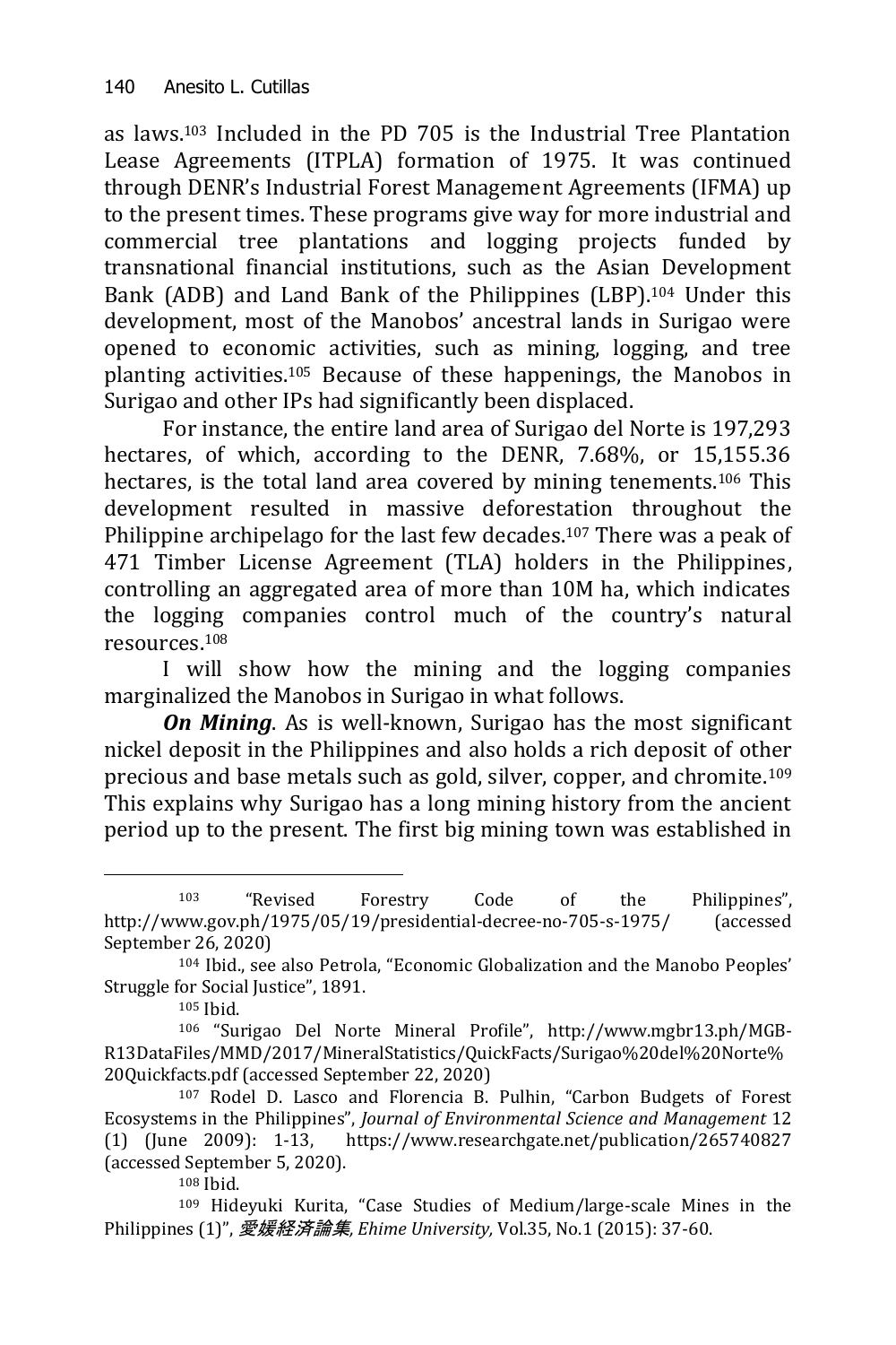as laws.[103] Included in the PD 705 is the Industrial Tree Plantation Lease Agreements (ITPLA) formation of 1975. It was continued through DENR's Industrial Forest Management Agreements (IFMA) up to the present times. These programs give way for more industrial and commercial tree plantations and logging projects funded by transnational financial institutions, such as the Asian Development Bank (ADB) and Land Bank of the Philippines (LBP).[104] Under this development, most of the Manobos' ancestral lands in Surigao were opened to economic activities, such as mining, logging, and tree planting activities.[105] Because of these happenings, the Manobos in Surigao and other IPs had significantly been displaced.

For instance, the entire land area of Surigao del Norte is 197,293 hectares, of which, according to the DENR, 7.68%, or 15,155.36 hectares, is the total land area covered by mining tenements.[106] This development resulted in massive deforestation throughout the Philippine archipelago for the last few decades.[107] There was a peak of 471 Timber License Agreement (TLA) holders in the Philippines, controlling an aggregated area of more than 10M ha, which indicates the logging companies control much of the country's natural resources.[108]

I will show how the mining and the logging companies marginalized the Manobos in Surigao in what follows.

***On Mining***. As is well-known, Surigao has the most significant nickel deposit in the Philippines and also holds a rich deposit of other precious and base metals such as gold, silver, copper, and chromite.[109] This explains why Surigao has a long mining history from the ancient period up to the present. The first big mining town was established in

---

[103] "Revised Forestry Code of the Philippines", http://www.gov.ph/1975/05/19/presidential-decree-no-705-s-1975/ (accessed September 26, 2020)

[104] Ibid., see also Petrola, "Economic Globalization and the Manobo Peoples' Struggle for Social Justice", 1891.

[105] Ibid.

[106] "Surigao Del Norte Mineral Profile", http://www.mgbr13.ph/MGB-R13DataFiles/MMD/2017/MineralStatistics/QuickFacts/Surigao%20del%20Norte%20Quickfacts.pdf (accessed September 22, 2020)

[107] Rodel D. Lasco and Florencia B. Pulhin, "Carbon Budgets of Forest Ecosystems in the Philippines", *Journal of Environmental Science and Management* 12 (1) (June 2009): 1-13, https://www.researchgate.net/publication/265740827 (accessed September 5, 2020).

[108] Ibid.

[109] Hideyuki Kurita, "Case Studies of Medium/large-scale Mines in the Philippines (1)", *愛媛経済論集, Ehime University,* Vol.35, No.1 (2015): 37-60.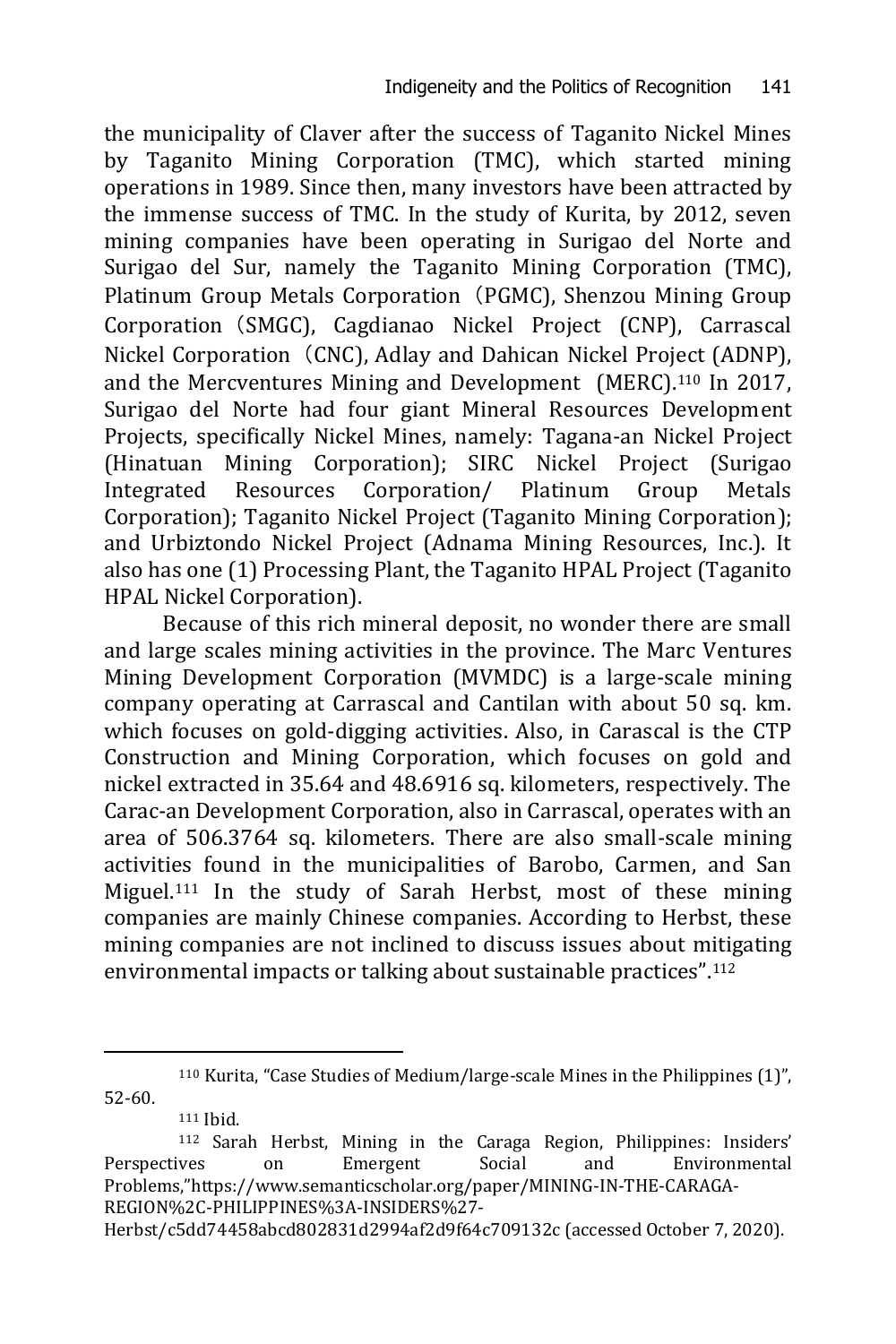the municipality of Claver after the success of Taganito Nickel Mines by Taganito Mining Corporation (TMC), which started mining operations in 1989. Since then, many investors have been attracted by the immense success of TMC. In the study of Kurita, by 2012, seven mining companies have been operating in Surigao del Norte and Surigao del Sur, namely the Taganito Mining Corporation (TMC), Platinum Group Metals Corporation（PGMC), Shenzou Mining Group Corporation（SMGC), Cagdianao Nickel Project (CNP), Carrascal Nickel Corporation（CNC), Adlay and Dahican Nickel Project (ADNP), and the Mercventures Mining and Development (MERC).[110] In 2017, Surigao del Norte had four giant Mineral Resources Development Projects, specifically Nickel Mines, namely: Tagana-an Nickel Project (Hinatuan Mining Corporation); SIRC Nickel Project (Surigao Integrated Resources Corporation/ Platinum Group Metals Corporation); Taganito Nickel Project (Taganito Mining Corporation); and Urbiztondo Nickel Project (Adnama Mining Resources, Inc.). It also has one (1) Processing Plant, the Taganito HPAL Project (Taganito HPAL Nickel Corporation).

Because of this rich mineral deposit, no wonder there are small and large scales mining activities in the province. The Marc Ventures Mining Development Corporation (MVMDC) is a large-scale mining company operating at Carrascal and Cantilan with about 50 sq. km. which focuses on gold-digging activities. Also, in Carascal is the CTP Construction and Mining Corporation, which focuses on gold and nickel extracted in 35.64 and 48.6916 sq. kilometers, respectively. The Carac-an Development Corporation, also in Carrascal, operates with an area of 506.3764 sq. kilometers. There are also small-scale mining activities found in the municipalities of Barobo, Carmen, and San Miguel.[111] In the study of Sarah Herbst, most of these mining companies are mainly Chinese companies. According to Herbst, these mining companies are not inclined to discuss issues about mitigating environmental impacts or talking about sustainable practices".[112]

---

[110] Kurita, "Case Studies of Medium/large-scale Mines in the Philippines (1)", 52-60.

[111] Ibid.

[112] Sarah Herbst, Mining in the Caraga Region, Philippines: Insiders' Perspectives on Emergent Social and Environmental Problems,"https://www.semanticscholar.org/paper/MINING-IN-THE-CARAGA-REGION%2C-PHILIPPINES%3A-INSIDERS%27-Herbst/c5dd74458abcd802831d2994af2d9f64c709132c (accessed October 7, 2020).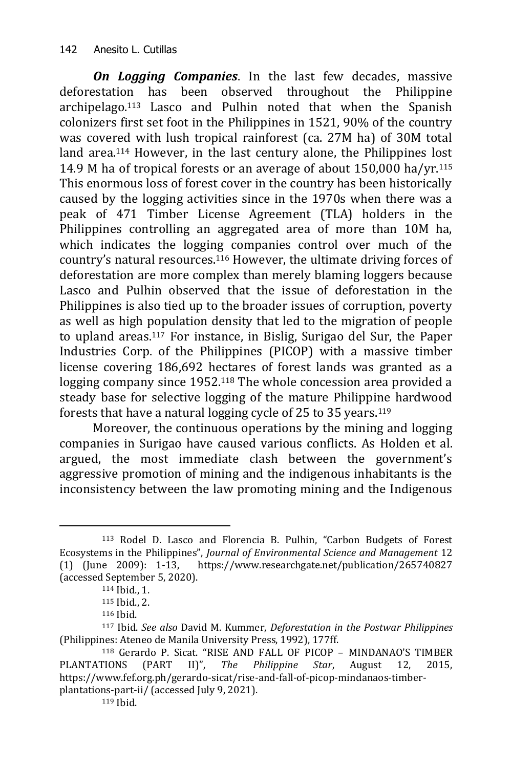***On Logging Companies***. In the last few decades, massive deforestation has been observed throughout the Philippine archipelago.[113] Lasco and Pulhin noted that when the Spanish colonizers first set foot in the Philippines in 1521, 90% of the country was covered with lush tropical rainforest (ca. 27M ha) of 30M total land area.[114] However, in the last century alone, the Philippines lost 14.9 M ha of tropical forests or an average of about 150,000 ha/yr.[115] This enormous loss of forest cover in the country has been historically caused by the logging activities since in the 1970s when there was a peak of 471 Timber License Agreement (TLA) holders in the Philippines controlling an aggregated area of more than 10M ha, which indicates the logging companies control over much of the country's natural resources.[116] However, the ultimate driving forces of deforestation are more complex than merely blaming loggers because Lasco and Pulhin observed that the issue of deforestation in the Philippines is also tied up to the broader issues of corruption, poverty as well as high population density that led to the migration of people to upland areas.[117] For instance, in Bislig, Surigao del Sur, the Paper Industries Corp. of the Philippines (PICOP) with a massive timber license covering 186,692 hectares of forest lands was granted as a logging company since 1952.[118] The whole concession area provided a steady base for selective logging of the mature Philippine hardwood forests that have a natural logging cycle of 25 to 35 years.[119]

Moreover, the continuous operations by the mining and logging companies in Surigao have caused various conflicts. As Holden et al. argued, the most immediate clash between the government's aggressive promotion of mining and the indigenous inhabitants is the inconsistency between the law promoting mining and the Indigenous

---

[113] Rodel D. Lasco and Florencia B. Pulhin, "Carbon Budgets of Forest Ecosystems in the Philippines", *Journal of Environmental Science and Management* 12 (1) (June 2009): 1-13, https://www.researchgate.net/publication/265740827 (accessed September 5, 2020).

[114] Ibid., 1.

[115] Ibid., 2.

[116] Ibid.

[117] Ibid. *See also* David M. Kummer, *Deforestation in the Postwar Philippines* (Philippines: Ateneo de Manila University Press, 1992), 177ff.

[118] Gerardo P. Sicat. "RISE AND FALL OF PICOP – MINDANAO'S TIMBER PLANTATIONS (PART II)", *The Philippine Star*, August 12, 2015, https://www.fef.org.ph/gerardo-sicat/rise-and-fall-of-picop-mindanaos-timber-plantations-part-ii/ (accessed July 9, 2021).

[119] Ibid.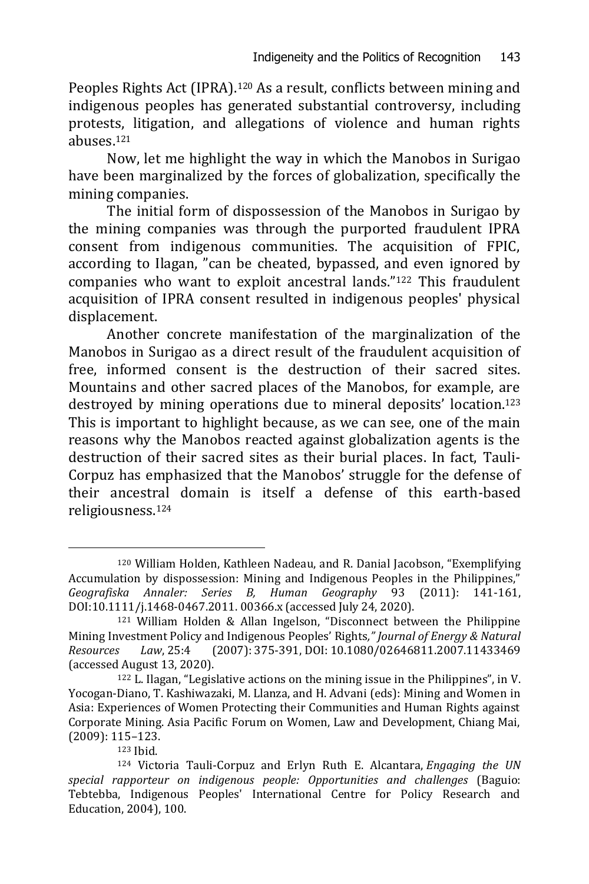Peoples Rights Act (IPRA).[120] As a result, conflicts between mining and indigenous peoples has generated substantial controversy, including protests, litigation, and allegations of violence and human rights abuses.[121]

Now, let me highlight the way in which the Manobos in Surigao have been marginalized by the forces of globalization, specifically the mining companies.

The initial form of dispossession of the Manobos in Surigao by the mining companies was through the purported fraudulent IPRA consent from indigenous communities. The acquisition of FPIC, according to Ilagan, "can be cheated, bypassed, and even ignored by companies who want to exploit ancestral lands."[122] This fraudulent acquisition of IPRA consent resulted in indigenous peoples' physical displacement.

Another concrete manifestation of the marginalization of the Manobos in Surigao as a direct result of the fraudulent acquisition of free, informed consent is the destruction of their sacred sites. Mountains and other sacred places of the Manobos, for example, are destroyed by mining operations due to mineral deposits' location.[123] This is important to highlight because, as we can see, one of the main reasons why the Manobos reacted against globalization agents is the destruction of their sacred sites as their burial places. In fact, Tauli-Corpuz has emphasized that the Manobos' struggle for the defense of their ancestral domain is itself a defense of this earth-based religiousness.[124]

---

[120] William Holden, Kathleen Nadeau, and R. Danial Jacobson, "Exemplifying Accumulation by dispossession: Mining and Indigenous Peoples in the Philippines," *Geografiska Annaler: Series B, Human Geography* 93 (2011): 141-161, DOI:10.1111/j.1468-0467.2011. 00366.x (accessed July 24, 2020).

[121] William Holden & Allan Ingelson, "Disconnect between the Philippine Mining Investment Policy and Indigenous Peoples' Rights*," Journal of Energy & Natural Resources Law*, 25:4 (2007): 375-391, DOI: 10.1080/02646811.2007.11433469 (accessed August 13, 2020).

[122] L. Ilagan, "Legislative actions on the mining issue in the Philippines", in V. Yocogan-Diano, T. Kashiwazaki, M. Llanza, and H. Advani (eds): Mining and Women in Asia: Experiences of Women Protecting their Communities and Human Rights against Corporate Mining. Asia Pacific Forum on Women, Law and Development, Chiang Mai, (2009): 115–123.

[123] Ibid.

[124] Victoria Tauli-Corpuz and Erlyn Ruth E. Alcantara, *Engaging the UN special rapporteur on indigenous people: Opportunities and challenges* (Baguio: Tebtebba, Indigenous Peoples' International Centre for Policy Research and Education, 2004), 100.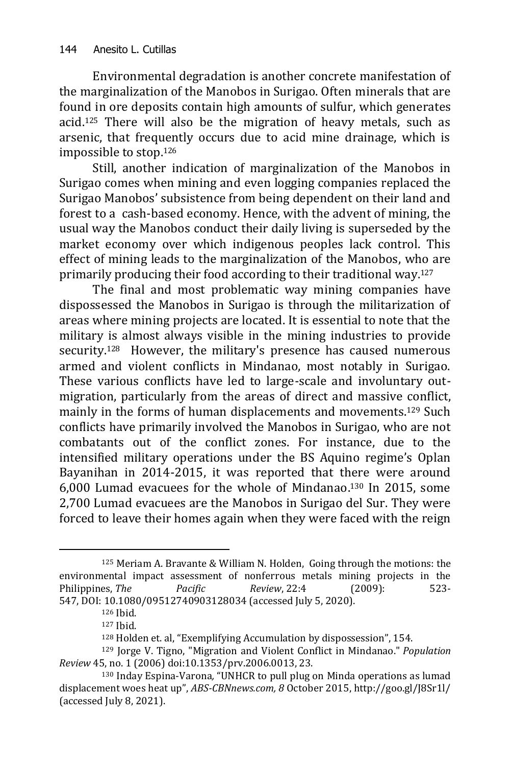Environmental degradation is another concrete manifestation of the marginalization of the Manobos in Surigao. Often minerals that are found in ore deposits contain high amounts of sulfur, which generates acid.[125] There will also be the migration of heavy metals, such as arsenic, that frequently occurs due to acid mine drainage, which is impossible to stop.[126]

Still, another indication of marginalization of the Manobos in Surigao comes when mining and even logging companies replaced the Surigao Manobos' subsistence from being dependent on their land and forest to a cash-based economy. Hence, with the advent of mining, the usual way the Manobos conduct their daily living is superseded by the market economy over which indigenous peoples lack control. This effect of mining leads to the marginalization of the Manobos, who are primarily producing their food according to their traditional way.[127]

The final and most problematic way mining companies have dispossessed the Manobos in Surigao is through the militarization of areas where mining projects are located. It is essential to note that the military is almost always visible in the mining industries to provide security.[128] However, the military's presence has caused numerous armed and violent conflicts in Mindanao, most notably in Surigao. These various conflicts have led to large-scale and involuntary out-migration, particularly from the areas of direct and massive conflict, mainly in the forms of human displacements and movements.[129] Such conflicts have primarily involved the Manobos in Surigao, who are not combatants out of the conflict zones. For instance, due to the intensified military operations under the BS Aquino regime's Oplan Bayanihan in 2014-2015, it was reported that there were around 6,000 Lumad evacuees for the whole of Mindanao.[130] In 2015, some 2,700 Lumad evacuees are the Manobos in Surigao del Sur. They were forced to leave their homes again when they were faced with the reign

---

[125] Meriam A. Bravante & William N. Holden, Going through the motions: the environmental impact assessment of nonferrous metals mining projects in the Philippines, *The Pacific Review*, 22:4 (2009): 523-547, DOI: 10.1080/09512740903128034 (accessed July 5, 2020).

[126] Ibid.

[127] Ibid.

[128] Holden et. al, "Exemplifying Accumulation by dispossession", 154.

[129] Jorge V. Tigno, "Migration and Violent Conflict in Mindanao." *Population Review* 45, no. 1 (2006) doi:10.1353/prv.2006.0013, 23.

[130] Inday Espina-Varona, "UNHCR to pull plug on Minda operations as lumad displacement woes heat up", *ABS-CBNnews.com, 8* October 2015, http://goo.gl/J8Sr1l/ (accessed July 8, 2021).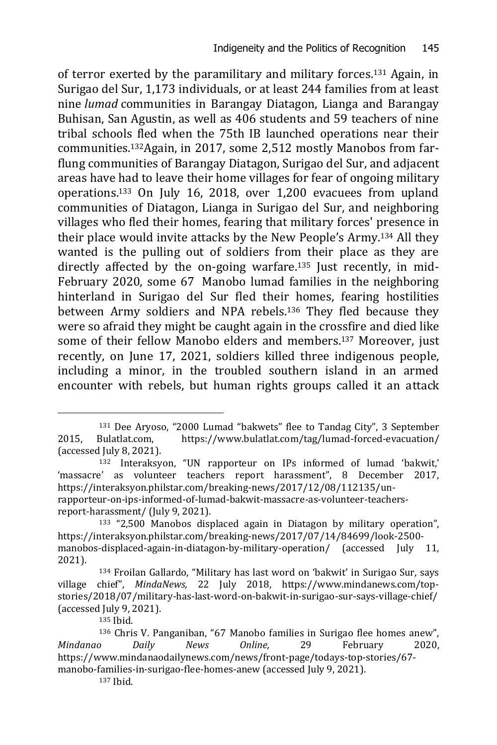of terror exerted by the paramilitary and military forces.[131] Again, in Surigao del Sur, 1,173 individuals, or at least 244 families from at least nine *lumad* communities in Barangay Diatagon, Lianga and Barangay Buhisan, San Agustin, as well as 406 students and 59 teachers of nine tribal schools fled when the 75th IB launched operations near their communities.[132]Again, in 2017, some 2,512 mostly Manobos from far-flung communities of Barangay Diatagon, Surigao del Sur, and adjacent areas have had to leave their home villages for fear of ongoing military operations.[133] On July 16, 2018, over 1,200 evacuees from upland communities of Diatagon, Lianga in Surigao del Sur, and neighboring villages who fled their homes, fearing that military forces' presence in their place would invite attacks by the New People's Army.[134] All they wanted is the pulling out of soldiers from their place as they are directly affected by the on-going warfare.[135] Just recently, in mid-February 2020, some 67 Manobo lumad families in the neighboring hinterland in Surigao del Sur fled their homes, fearing hostilities between Army soldiers and NPA rebels.[136] They fled because they were so afraid they might be caught again in the crossfire and died like some of their fellow Manobo elders and members.[137] Moreover, just recently, on June 17, 2021, soldiers killed three indigenous people, including a minor, in the troubled southern island in an armed encounter with rebels, but human rights groups called it an attack

---

[131] Dee Aryoso, "2000 Lumad "bakwets" flee to Tandag City", 3 September 2015, Bulatlat.com, https://www.bulatlat.com/tag/lumad-forced-evacuation/ (accessed July 8, 2021).

[132] Interaksyon, "UN rapporteur on IPs informed of lumad 'bakwit,' 'massacre' as volunteer teachers report harassment", 8 December 2017, https://interaksyon.philstar.com/breaking-news/2017/12/08/112135/un-rapporteur-on-ips-informed-of-lumad-bakwit-massacre-as-volunteer-teachers-report-harassment/ (July 9, 2021).

[133] "2,500 Manobos displaced again in Diatagon by military operation", https://interaksyon.philstar.com/breaking-news/2017/07/14/84699/look-2500-manobos-displaced-again-in-diatagon-by-military-operation/ (accessed July 11, 2021).

[134] Froilan Gallardo, "Military has last word on 'bakwit' in Surigao Sur, says village chief", *MindaNews,* 22 July 2018, https://www.mindanews.com/top-stories/2018/07/military-has-last-word-on-bakwit-in-surigao-sur-says-village-chief/ (accessed July 9, 2021).

[135] Ibid.

[136] Chris V. Panganiban, "67 Manobo families in Surigao flee homes anew", *Mindanao Daily News Online,* 29 February 2020, https://www.mindanaodailynews.com/news/front-page/todays-top-stories/67-manobo-families-in-surigao-flee-homes-anew (accessed July 9, 2021).

[137] Ibid.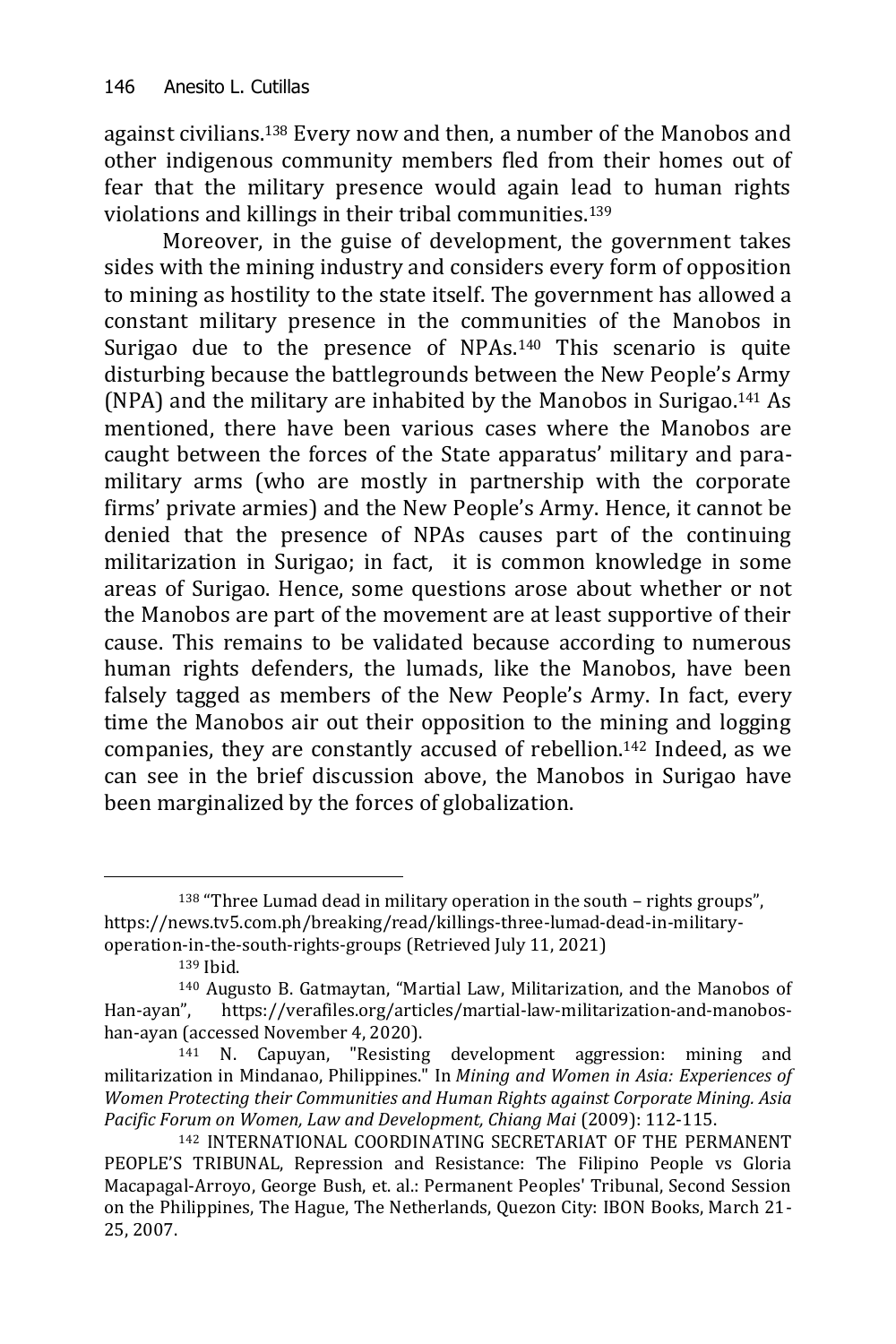against civilians.[138] Every now and then, a number of the Manobos and other indigenous community members fled from their homes out of fear that the military presence would again lead to human rights violations and killings in their tribal communities.[139]

Moreover, in the guise of development, the government takes sides with the mining industry and considers every form of opposition to mining as hostility to the state itself. The government has allowed a constant military presence in the communities of the Manobos in Surigao due to the presence of NPAs.[140] This scenario is quite disturbing because the battlegrounds between the New People's Army (NPA) and the military are inhabited by the Manobos in Surigao.[141] As mentioned, there have been various cases where the Manobos are caught between the forces of the State apparatus' military and para-military arms (who are mostly in partnership with the corporate firms' private armies) and the New People's Army. Hence, it cannot be denied that the presence of NPAs causes part of the continuing militarization in Surigao; in fact, it is common knowledge in some areas of Surigao. Hence, some questions arose about whether or not the Manobos are part of the movement are at least supportive of their cause. This remains to be validated because according to numerous human rights defenders, the lumads, like the Manobos, have been falsely tagged as members of the New People's Army. In fact, every time the Manobos air out their opposition to the mining and logging companies, they are constantly accused of rebellion.[142] Indeed, as we can see in the brief discussion above, the Manobos in Surigao have been marginalized by the forces of globalization.

---

[138] "Three Lumad dead in military operation in the south – rights groups", https://news.tv5.com.ph/breaking/read/killings-three-lumad-dead-in-military-operation-in-the-south-rights-groups (Retrieved July 11, 2021)

[139] Ibid.

[140] Augusto B. Gatmaytan, "Martial Law, Militarization, and the Manobos of Han-ayan", https://verafiles.org/articles/martial-law-militarization-and-manobos-han-ayan (accessed November 4, 2020).

[141] N. Capuyan, "Resisting development aggression: mining and militarization in Mindanao, Philippines." In *Mining and Women in Asia: Experiences of Women Protecting their Communities and Human Rights against Corporate Mining. Asia Pacific Forum on Women, Law and Development, Chiang Mai* (2009): 112-115.

[142] INTERNATIONAL COORDINATING SECRETARIAT OF THE PERMANENT PEOPLE'S TRIBUNAL, Repression and Resistance: The Filipino People vs Gloria Macapagal-Arroyo, George Bush, et. al.: Permanent Peoples' Tribunal, Second Session on the Philippines, The Hague, The Netherlands, Quezon City: IBON Books, March 21-25, 2007.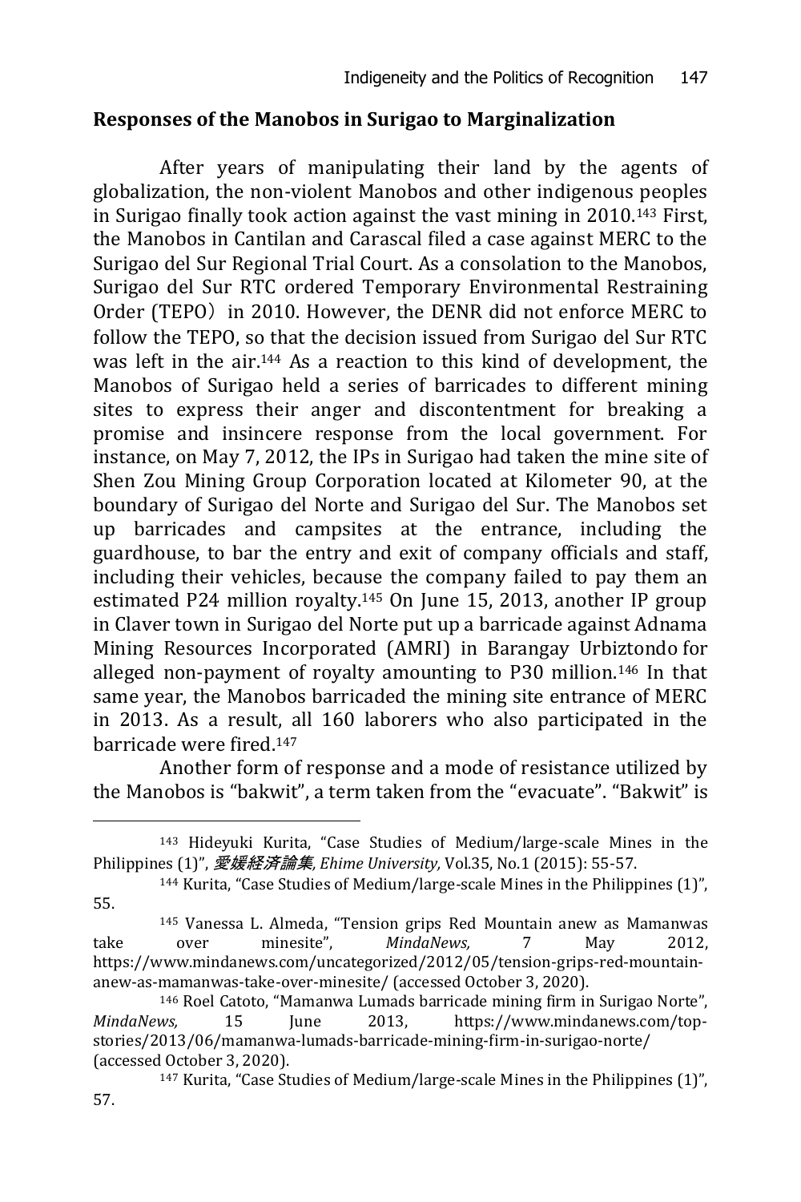**Responses of the Manobos in Surigao to Marginalization**

After years of manipulating their land by the agents of globalization, the non-violent Manobos and other indigenous peoples in Surigao finally took action against the vast mining in 2010.[143] First, the Manobos in Cantilan and Carascal filed a case against MERC to the Surigao del Sur Regional Trial Court. As a consolation to the Manobos, Surigao del Sur RTC ordered Temporary Environmental Restraining Order (TEPO) in 2010. However, the DENR did not enforce MERC to follow the TEPO, so that the decision issued from Surigao del Sur RTC was left in the air.[144] As a reaction to this kind of development, the Manobos of Surigao held a series of barricades to different mining sites to express their anger and discontentment for breaking a promise and insincere response from the local government. For instance, on May 7, 2012, the IPs in Surigao had taken the mine site of Shen Zou Mining Group Corporation located at Kilometer 90, at the boundary of Surigao del Norte and Surigao del Sur. The Manobos set up barricades and campsites at the entrance, including the guardhouse, to bar the entry and exit of company officials and staff, including their vehicles, because the company failed to pay them an estimated P24 million royalty.[145] On June 15, 2013, another IP group in Claver town in Surigao del Norte put up a barricade against Adnama Mining Resources Incorporated (AMRI) in Barangay Urbiztondo for alleged non-payment of royalty amounting to P30 million.[146] In that same year, the Manobos barricaded the mining site entrance of MERC in 2013. As a result, all 160 laborers who also participated in the barricade were fired.[147]

Another form of response and a mode of resistance utilized by the Manobos is "bakwit", a term taken from the "evacuate". "Bakwit" is

---

[143] Hideyuki Kurita, "Case Studies of Medium/large-scale Mines in the Philippines (1)", *愛媛経済論集, Ehime University,* Vol.35, No.1 (2015): 55-57.

[144] Kurita, "Case Studies of Medium/large-scale Mines in the Philippines (1)", 55.

[145] Vanessa L. Almeda, "Tension grips Red Mountain anew as Mamanwas take over minesite", *MindaNews,* 7 May 2012, https://www.mindanews.com/uncategorized/2012/05/tension-grips-red-mountain-anew-as-mamanwas-take-over-minesite/ (accessed October 3, 2020).

[146] Roel Catoto, "Mamanwa Lumads barricade mining firm in Surigao Norte", *MindaNews,* 15 June 2013, https://www.mindanews.com/top-stories/2013/06/mamanwa-lumads-barricade-mining-firm-in-surigao-norte/ (accessed October 3, 2020).

[147] Kurita, "Case Studies of Medium/large-scale Mines in the Philippines (1)", 57.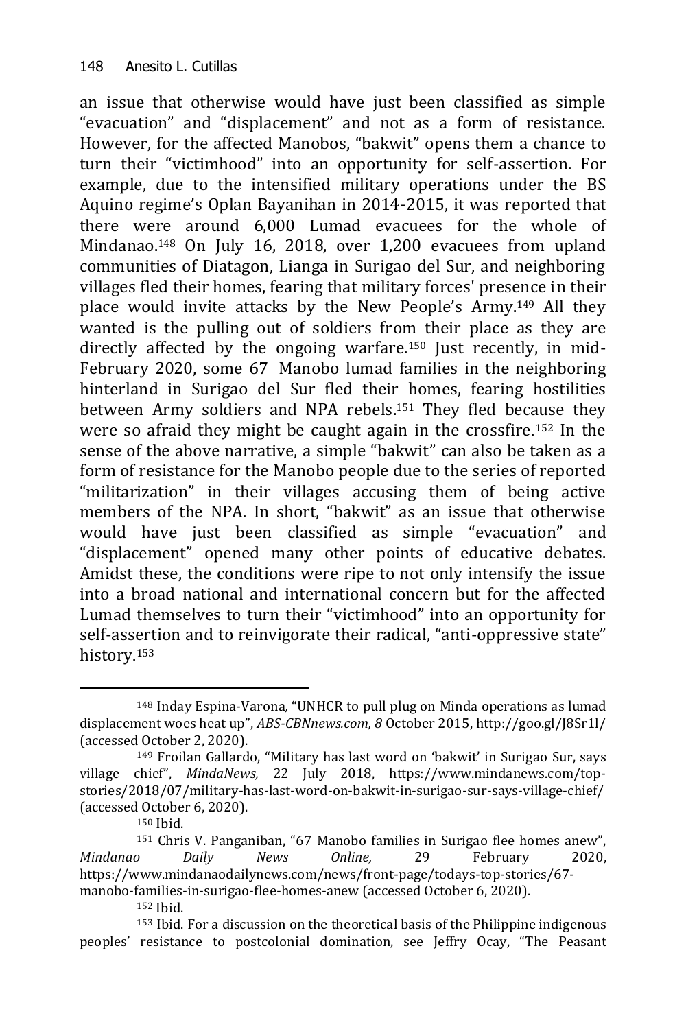an issue that otherwise would have just been classified as simple "evacuation" and "displacement" and not as a form of resistance. However, for the affected Manobos, "bakwit" opens them a chance to turn their "victimhood" into an opportunity for self-assertion. For example, due to the intensified military operations under the BS Aquino regime's Oplan Bayanihan in 2014-2015, it was reported that there were around 6,000 Lumad evacuees for the whole of Mindanao.[148] On July 16, 2018, over 1,200 evacuees from upland communities of Diatagon, Lianga in Surigao del Sur, and neighboring villages fled their homes, fearing that military forces' presence in their place would invite attacks by the New People's Army.[149] All they wanted is the pulling out of soldiers from their place as they are directly affected by the ongoing warfare.[150] Just recently, in mid-February 2020, some 67 Manobo lumad families in the neighboring hinterland in Surigao del Sur fled their homes, fearing hostilities between Army soldiers and NPA rebels.[151] They fled because they were so afraid they might be caught again in the crossfire.[152] In the sense of the above narrative, a simple "bakwit" can also be taken as a form of resistance for the Manobo people due to the series of reported "militarization" in their villages accusing them of being active members of the NPA. In short, "bakwit" as an issue that otherwise would have just been classified as simple "evacuation" and "displacement" opened many other points of educative debates. Amidst these, the conditions were ripe to not only intensify the issue into a broad national and international concern but for the affected Lumad themselves to turn their "victimhood" into an opportunity for self-assertion and to reinvigorate their radical, "anti-oppressive state" history.[153]

---

[148] Inday Espina-Varona, "UNHCR to pull plug on Minda operations as lumad displacement woes heat up", *ABS-CBNnews.com, 8* October 2015, http://goo.gl/J8Sr1l/ (accessed October 2, 2020).

[149] Froilan Gallardo, "Military has last word on 'bakwit' in Surigao Sur, says village chief", *MindaNews,* 22 July 2018, https://www.mindanews.com/top-stories/2018/07/military-has-last-word-on-bakwit-in-surigao-sur-says-village-chief/ (accessed October 6, 2020).

[150] Ibid.

[151] Chris V. Panganiban, "67 Manobo families in Surigao flee homes anew", *Mindanao Daily News Online,* 29 February 2020, https://www.mindanaodailynews.com/news/front-page/todays-top-stories/67-manobo-families-in-surigao-flee-homes-anew (accessed October 6, 2020).

[152] Ibid.

[153] Ibid. For a discussion on the theoretical basis of the Philippine indigenous peoples' resistance to postcolonial domination, see Jeffry Ocay, "The Peasant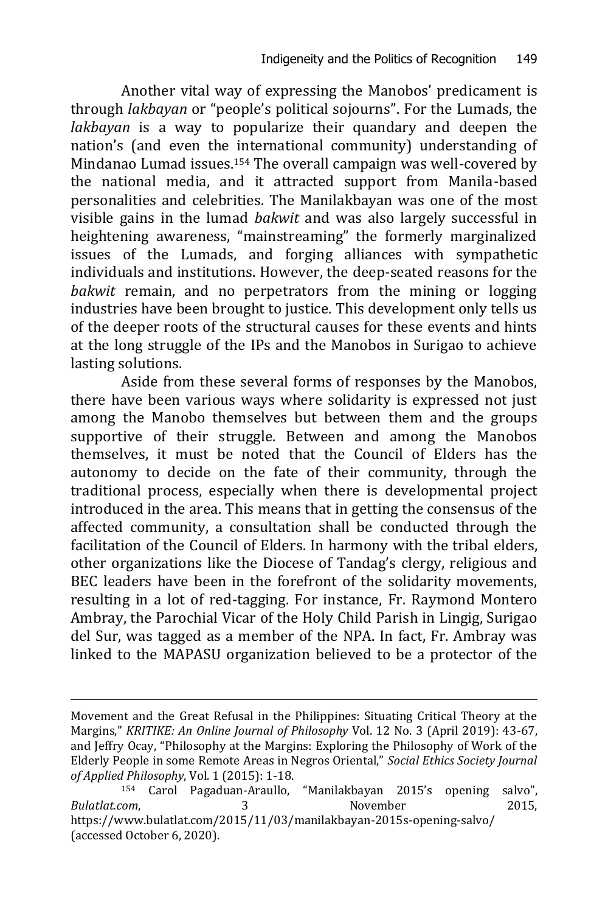Another vital way of expressing the Manobos' predicament is through *lakbayan* or "people's political sojourns". For the Lumads, the *lakbayan* is a way to popularize their quandary and deepen the nation's (and even the international community) understanding of Mindanao Lumad issues.[154] The overall campaign was well-covered by the national media, and it attracted support from Manila-based personalities and celebrities. The Manilakbayan was one of the most visible gains in the lumad *bakwit* and was also largely successful in heightening awareness, "mainstreaming" the formerly marginalized issues of the Lumads, and forging alliances with sympathetic individuals and institutions. However, the deep-seated reasons for the *bakwit* remain, and no perpetrators from the mining or logging industries have been brought to justice. This development only tells us of the deeper roots of the structural causes for these events and hints at the long struggle of the IPs and the Manobos in Surigao to achieve lasting solutions.

Aside from these several forms of responses by the Manobos, there have been various ways where solidarity is expressed not just among the Manobo themselves but between them and the groups supportive of their struggle. Between and among the Manobos themselves, it must be noted that the Council of Elders has the autonomy to decide on the fate of their community, through the traditional process, especially when there is developmental project introduced in the area. This means that in getting the consensus of the affected community, a consultation shall be conducted through the facilitation of the Council of Elders. In harmony with the tribal elders, other organizations like the Diocese of Tandag's clergy, religious and BEC leaders have been in the forefront of the solidarity movements, resulting in a lot of red-tagging. For instance, Fr. Raymond Montero Ambray, the Parochial Vicar of the Holy Child Parish in Lingig, Surigao del Sur, was tagged as a member of the NPA. In fact, Fr. Ambray was linked to the MAPASU organization believed to be a protector of the

---

Movement and the Great Refusal in the Philippines: Situating Critical Theory at the Margins," *KRITIKE: An Online Journal of Philosophy* Vol. 12 No. 3 (April 2019): 43-67, and Jeffry Ocay, "Philosophy at the Margins: Exploring the Philosophy of Work of the Elderly People in some Remote Areas in Negros Oriental," *Social Ethics Society Journal of Applied Philosophy*, Vol. 1 (2015): 1-18.

[154] Carol Pagaduan-Araullo, "Manilakbayan 2015's opening salvo", *Bulatlat.com*, 3 November 2015, https://www.bulatlat.com/2015/11/03/manilakbayan-2015s-opening-salvo/ (accessed October 6, 2020).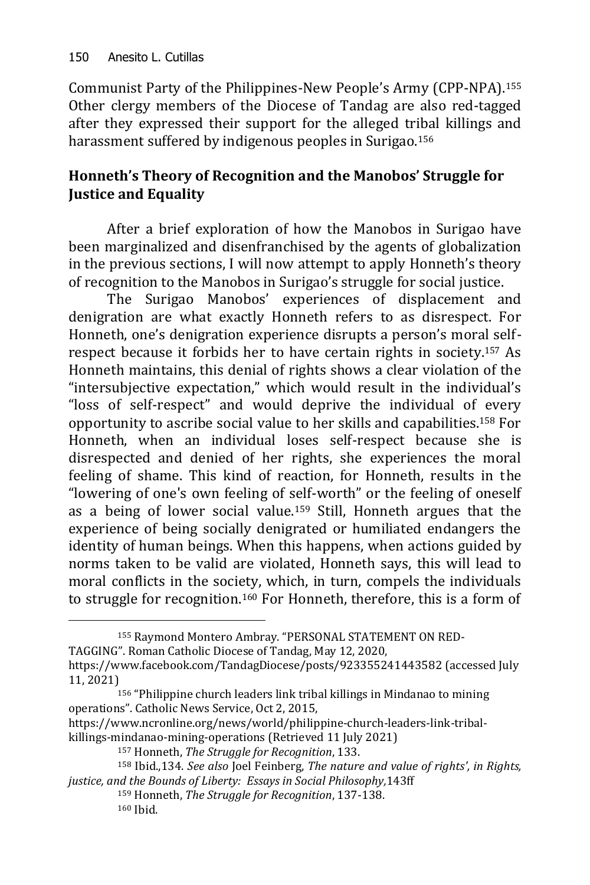Communist Party of the Philippines-New People's Army (CPP-NPA).[155] Other clergy members of the Diocese of Tandag are also red-tagged after they expressed their support for the alleged tribal killings and harassment suffered by indigenous peoples in Surigao.[156]

## Honneth's Theory of Recognition and the Manobos' Struggle for Justice and Equality

After a brief exploration of how the Manobos in Surigao have been marginalized and disenfranchised by the agents of globalization in the previous sections, I will now attempt to apply Honneth's theory of recognition to the Manobos in Surigao's struggle for social justice.

The Surigao Manobos' experiences of displacement and denigration are what exactly Honneth refers to as disrespect. For Honneth, one's denigration experience disrupts a person's moral self-respect because it forbids her to have certain rights in society.[157] As Honneth maintains, this denial of rights shows a clear violation of the "intersubjective expectation," which would result in the individual's "loss of self-respect" and would deprive the individual of every opportunity to ascribe social value to her skills and capabilities.[158] For Honneth, when an individual loses self-respect because she is disrespected and denied of her rights, she experiences the moral feeling of shame. This kind of reaction, for Honneth, results in the "lowering of one's own feeling of self-worth" or the feeling of oneself as a being of lower social value.[159] Still, Honneth argues that the experience of being socially denigrated or humiliated endangers the identity of human beings. When this happens, when actions guided by norms taken to be valid are violated, Honneth says, this will lead to moral conflicts in the society, which, in turn, compels the individuals to struggle for recognition.[160] For Honneth, therefore, this is a form of

---

[155] Raymond Montero Ambray. "PERSONAL STATEMENT ON RED-TAGGING". Roman Catholic Diocese of Tandag, May 12, 2020, https://www.facebook.com/TandagDiocese/posts/923355241443582 (accessed July 11, 2021)

[156] "Philippine church leaders link tribal killings in Mindanao to mining operations". Catholic News Service, Oct 2, 2015, https://www.ncronline.org/news/world/philippine-church-leaders-link-tribal-killings-mindanao-mining-operations (Retrieved 11 July 2021)

[157] Honneth, *The Struggle for Recognition*, 133.

[158] Ibid.,134. *See also* Joel Feinberg, *The nature and value of rights', in Rights, justice, and the Bounds of Liberty: Essays in Social Philosophy,*143ff

[159] Honneth, *The Struggle for Recognition*, 137-138.

[160] Ibid.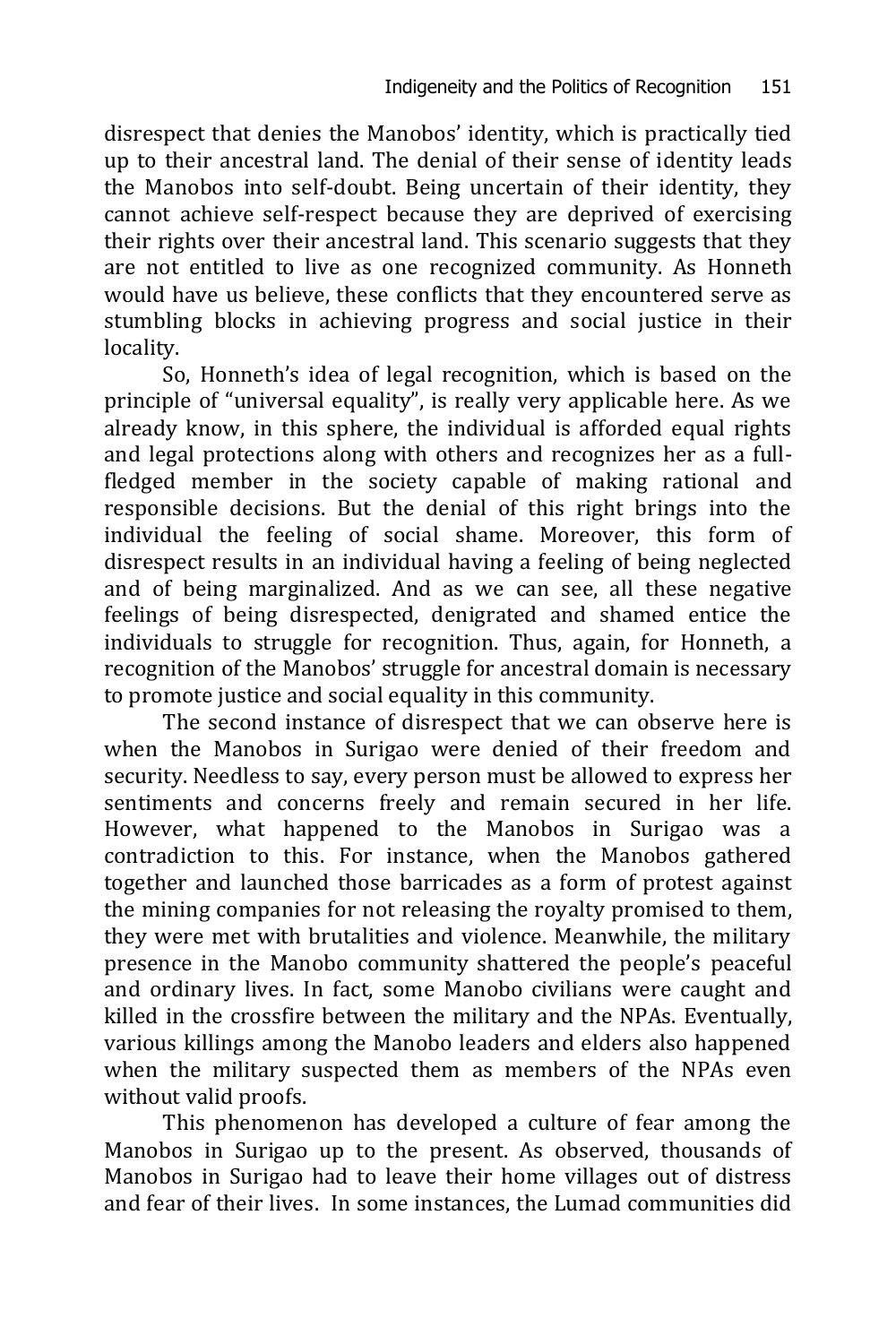disrespect that denies the Manobos' identity, which is practically tied up to their ancestral land. The denial of their sense of identity leads the Manobos into self-doubt. Being uncertain of their identity, they cannot achieve self-respect because they are deprived of exercising their rights over their ancestral land. This scenario suggests that they are not entitled to live as one recognized community. As Honneth would have us believe, these conflicts that they encountered serve as stumbling blocks in achieving progress and social justice in their locality.

So, Honneth's idea of legal recognition, which is based on the principle of "universal equality", is really very applicable here. As we already know, in this sphere, the individual is afforded equal rights and legal protections along with others and recognizes her as a full-fledged member in the society capable of making rational and responsible decisions. But the denial of this right brings into the individual the feeling of social shame. Moreover, this form of disrespect results in an individual having a feeling of being neglected and of being marginalized. And as we can see, all these negative feelings of being disrespected, denigrated and shamed entice the individuals to struggle for recognition. Thus, again, for Honneth, a recognition of the Manobos' struggle for ancestral domain is necessary to promote justice and social equality in this community.

The second instance of disrespect that we can observe here is when the Manobos in Surigao were denied of their freedom and security. Needless to say, every person must be allowed to express her sentiments and concerns freely and remain secured in her life. However, what happened to the Manobos in Surigao was a contradiction to this. For instance, when the Manobos gathered together and launched those barricades as a form of protest against the mining companies for not releasing the royalty promised to them, they were met with brutalities and violence. Meanwhile, the military presence in the Manobo community shattered the people's peaceful and ordinary lives. In fact, some Manobo civilians were caught and killed in the crossfire between the military and the NPAs. Eventually, various killings among the Manobo leaders and elders also happened when the military suspected them as members of the NPAs even without valid proofs.

This phenomenon has developed a culture of fear among the Manobos in Surigao up to the present. As observed, thousands of Manobos in Surigao had to leave their home villages out of distress and fear of their lives. In some instances, the Lumad communities did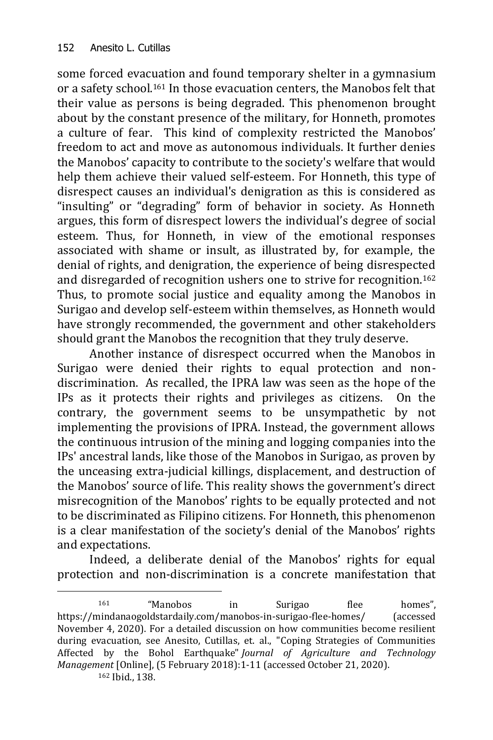some forced evacuation and found temporary shelter in a gymnasium or a safety school.[161] In those evacuation centers, the Manobos felt that their value as persons is being degraded. This phenomenon brought about by the constant presence of the military, for Honneth, promotes a culture of fear. This kind of complexity restricted the Manobos' freedom to act and move as autonomous individuals. It further denies the Manobos' capacity to contribute to the society's welfare that would help them achieve their valued self-esteem. For Honneth, this type of disrespect causes an individual's denigration as this is considered as "insulting" or "degrading" form of behavior in society. As Honneth argues, this form of disrespect lowers the individual's degree of social esteem. Thus, for Honneth, in view of the emotional responses associated with shame or insult, as illustrated by, for example, the denial of rights, and denigration, the experience of being disrespected and disregarded of recognition ushers one to strive for recognition.[162] Thus, to promote social justice and equality among the Manobos in Surigao and develop self-esteem within themselves, as Honneth would have strongly recommended, the government and other stakeholders should grant the Manobos the recognition that they truly deserve.

Another instance of disrespect occurred when the Manobos in Surigao were denied their rights to equal protection and non-discrimination. As recalled, the IPRA law was seen as the hope of the IPs as it protects their rights and privileges as citizens. On the contrary, the government seems to be unsympathetic by not implementing the provisions of IPRA. Instead, the government allows the continuous intrusion of the mining and logging companies into the IPs' ancestral lands, like those of the Manobos in Surigao, as proven by the unceasing extra-judicial killings, displacement, and destruction of the Manobos' source of life. This reality shows the government's direct misrecognition of the Manobos' rights to be equally protected and not to be discriminated as Filipino citizens. For Honneth, this phenomenon is a clear manifestation of the society's denial of the Manobos' rights and expectations.

Indeed, a deliberate denial of the Manobos' rights for equal protection and non-discrimination is a concrete manifestation that

---

[161] "Manobos in Surigao flee homes", https://mindanaogoldstardaily.com/manobos-in-surigao-flee-homes/ (accessed November 4, 2020). For a detailed discussion on how communities become resilient during evacuation, see Anesito, Cutillas, et. al., "Coping Strategies of Communities Affected by the Bohol Earthquake" *Journal of Agriculture and Technology Management* [Online], (5 February 2018):1-11 (accessed October 21, 2020).

[162] Ibid., 138.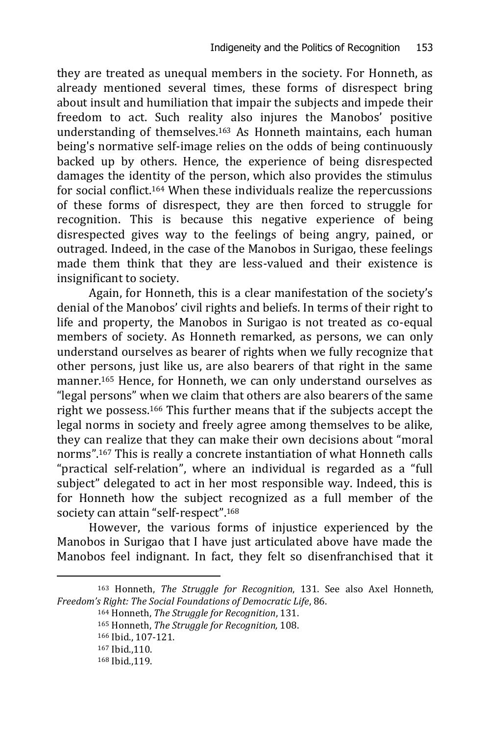they are treated as unequal members in the society. For Honneth, as already mentioned several times, these forms of disrespect bring about insult and humiliation that impair the subjects and impede their freedom to act. Such reality also injures the Manobos' positive understanding of themselves.[163] As Honneth maintains, each human being's normative self-image relies on the odds of being continuously backed up by others. Hence, the experience of being disrespected damages the identity of the person, which also provides the stimulus for social conflict.[164] When these individuals realize the repercussions of these forms of disrespect, they are then forced to struggle for recognition. This is because this negative experience of being disrespected gives way to the feelings of being angry, pained, or outraged. Indeed, in the case of the Manobos in Surigao, these feelings made them think that they are less-valued and their existence is insignificant to society.

Again, for Honneth, this is a clear manifestation of the society's denial of the Manobos' civil rights and beliefs. In terms of their right to life and property, the Manobos in Surigao is not treated as co-equal members of society. As Honneth remarked, as persons, we can only understand ourselves as bearer of rights when we fully recognize that other persons, just like us, are also bearers of that right in the same manner.[165] Hence, for Honneth, we can only understand ourselves as "legal persons" when we claim that others are also bearers of the same right we possess.[166] This further means that if the subjects accept the legal norms in society and freely agree among themselves to be alike, they can realize that they can make their own decisions about "moral norms".[167] This is really a concrete instantiation of what Honneth calls "practical self-relation", where an individual is regarded as a "full subject" delegated to act in her most responsible way. Indeed, this is for Honneth how the subject recognized as a full member of the society can attain "self-respect".[168]

However, the various forms of injustice experienced by the Manobos in Surigao that I have just articulated above have made the Manobos feel indignant. In fact, they felt so disenfranchised that it

---

[163] Honneth, *The Struggle for Recognition*, 131. See also Axel Honneth, *Freedom's Right: The Social Foundations of Democratic Life*, 86.

[164] Honneth, *The Struggle for Recognition*, 131.

[165] Honneth, *The Struggle for Recognition,* 108.

[166] Ibid., 107-121.

[167] Ibid.,110.

[168] Ibid.,119.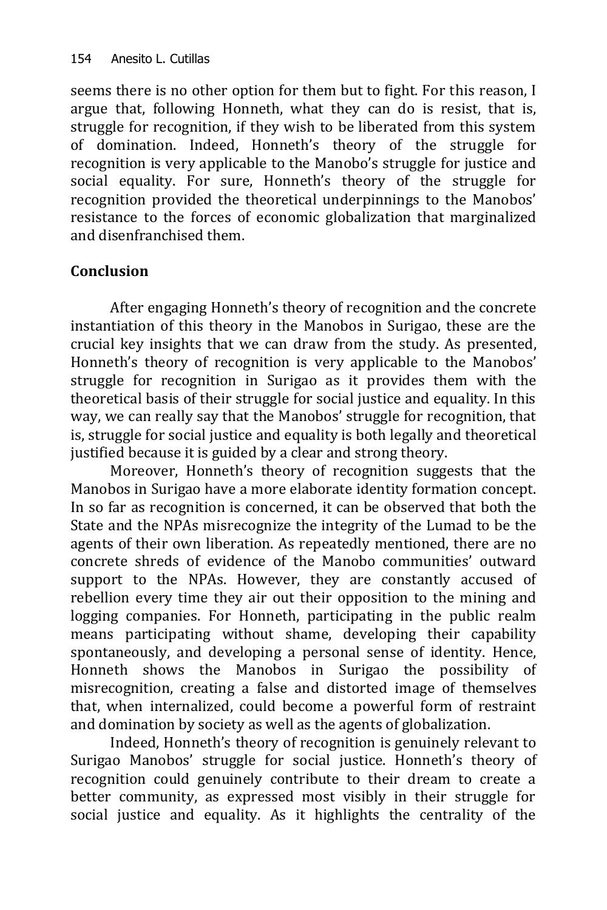seems there is no other option for them but to fight. For this reason, I argue that, following Honneth, what they can do is resist, that is, struggle for recognition, if they wish to be liberated from this system of domination. Indeed, Honneth's theory of the struggle for recognition is very applicable to the Manobo's struggle for justice and social equality. For sure, Honneth's theory of the struggle for recognition provided the theoretical underpinnings to the Manobos' resistance to the forces of economic globalization that marginalized and disenfranchised them.

## Conclusion

After engaging Honneth's theory of recognition and the concrete instantiation of this theory in the Manobos in Surigao, these are the crucial key insights that we can draw from the study. As presented, Honneth's theory of recognition is very applicable to the Manobos' struggle for recognition in Surigao as it provides them with the theoretical basis of their struggle for social justice and equality. In this way, we can really say that the Manobos' struggle for recognition, that is, struggle for social justice and equality is both legally and theoretical justified because it is guided by a clear and strong theory.

Moreover, Honneth's theory of recognition suggests that the Manobos in Surigao have a more elaborate identity formation concept. In so far as recognition is concerned, it can be observed that both the State and the NPAs misrecognize the integrity of the Lumad to be the agents of their own liberation. As repeatedly mentioned, there are no concrete shreds of evidence of the Manobo communities' outward support to the NPAs. However, they are constantly accused of rebellion every time they air out their opposition to the mining and logging companies. For Honneth, participating in the public realm means participating without shame, developing their capability spontaneously, and developing a personal sense of identity. Hence, Honneth shows the Manobos in Surigao the possibility of misrecognition, creating a false and distorted image of themselves that, when internalized, could become a powerful form of restraint and domination by society as well as the agents of globalization.

Indeed, Honneth's theory of recognition is genuinely relevant to Surigao Manobos' struggle for social justice. Honneth's theory of recognition could genuinely contribute to their dream to create a better community, as expressed most visibly in their struggle for social justice and equality. As it highlights the centrality of the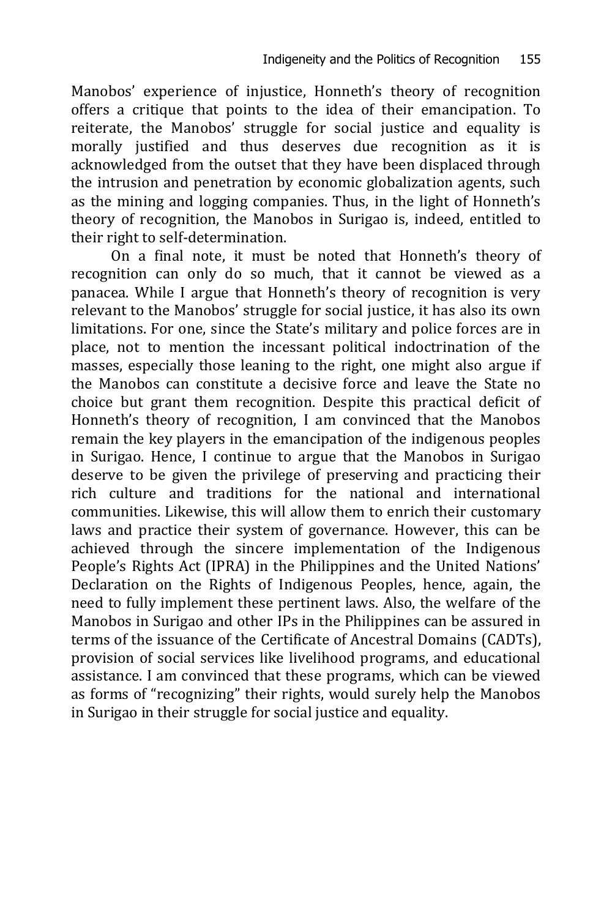Manobos' experience of injustice, Honneth's theory of recognition offers a critique that points to the idea of their emancipation. To reiterate, the Manobos' struggle for social justice and equality is morally justified and thus deserves due recognition as it is acknowledged from the outset that they have been displaced through the intrusion and penetration by economic globalization agents, such as the mining and logging companies. Thus, in the light of Honneth's theory of recognition, the Manobos in Surigao is, indeed, entitled to their right to self-determination.

On a final note, it must be noted that Honneth's theory of recognition can only do so much, that it cannot be viewed as a panacea. While I argue that Honneth's theory of recognition is very relevant to the Manobos' struggle for social justice, it has also its own limitations. For one, since the State's military and police forces are in place, not to mention the incessant political indoctrination of the masses, especially those leaning to the right, one might also argue if the Manobos can constitute a decisive force and leave the State no choice but grant them recognition. Despite this practical deficit of Honneth's theory of recognition, I am convinced that the Manobos remain the key players in the emancipation of the indigenous peoples in Surigao. Hence, I continue to argue that the Manobos in Surigao deserve to be given the privilege of preserving and practicing their rich culture and traditions for the national and international communities. Likewise, this will allow them to enrich their customary laws and practice their system of governance. However, this can be achieved through the sincere implementation of the Indigenous People's Rights Act (IPRA) in the Philippines and the United Nations' Declaration on the Rights of Indigenous Peoples, hence, again, the need to fully implement these pertinent laws. Also, the welfare of the Manobos in Surigao and other IPs in the Philippines can be assured in terms of the issuance of the Certificate of Ancestral Domains (CADTs), provision of social services like livelihood programs, and educational assistance. I am convinced that these programs, which can be viewed as forms of "recognizing" their rights, would surely help the Manobos in Surigao in their struggle for social justice and equality.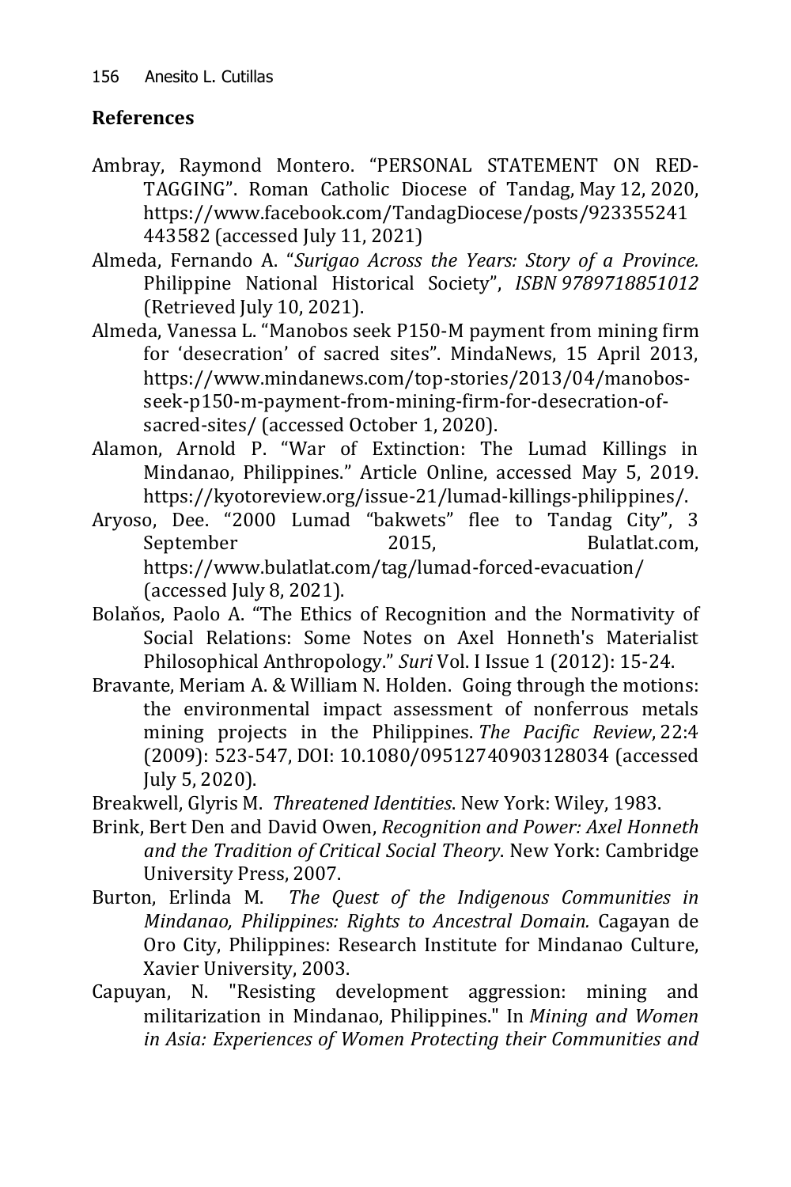## References

Ambray, Raymond Montero. "PERSONAL STATEMENT ON RED-TAGGING". Roman Catholic Diocese of Tandag, May 12, 2020, https://www.facebook.com/TandagDiocese/posts/923355241443582 (accessed July 11, 2021)

Almeda, Fernando A. "*Surigao Across the Years: Story of a Province.* Philippine National Historical Society", *ISBN 9789718851012* (Retrieved July 10, 2021).

Almeda, Vanessa L. "Manobos seek P150-M payment from mining firm for 'desecration' of sacred sites". MindaNews, 15 April 2013, https://www.mindanews.com/top-stories/2013/04/manobos-seek-p150-m-payment-from-mining-firm-for-desecration-of-sacred-sites/ (accessed October 1, 2020).

Alamon, Arnold P. "War of Extinction: The Lumad Killings in Mindanao, Philippines." Article Online, accessed May 5, 2019. https://kyotoreview.org/issue-21/lumad-killings-philippines/.

Aryoso, Dee. "2000 Lumad "bakwets" flee to Tandag City", 3 September 2015, Bulatlat.com, https://www.bulatlat.com/tag/lumad-forced-evacuation/ (accessed July 8, 2021).

Bolaňos, Paolo A. "The Ethics of Recognition and the Normativity of Social Relations: Some Notes on Axel Honneth's Materialist Philosophical Anthropology." *Suri* Vol. I Issue 1 (2012): 15-24.

Bravante, Meriam A. & William N. Holden. Going through the motions: the environmental impact assessment of nonferrous metals mining projects in the Philippines. *The Pacific Review*, 22:4 (2009): 523-547, DOI: 10.1080/09512740903128034 (accessed July 5, 2020).

Breakwell, Glyris M. *Threatened Identities*. New York: Wiley, 1983.

Brink, Bert Den and David Owen, *Recognition and Power: Axel Honneth and the Tradition of Critical Social Theory*. New York: Cambridge University Press, 2007.

Burton, Erlinda M. *The Quest of the Indigenous Communities in Mindanao, Philippines: Rights to Ancestral Domain.* Cagayan de Oro City, Philippines: Research Institute for Mindanao Culture, Xavier University, 2003.

Capuyan, N. "Resisting development aggression: mining and militarization in Mindanao, Philippines." In *Mining and Women in Asia: Experiences of Women Protecting their Communities and*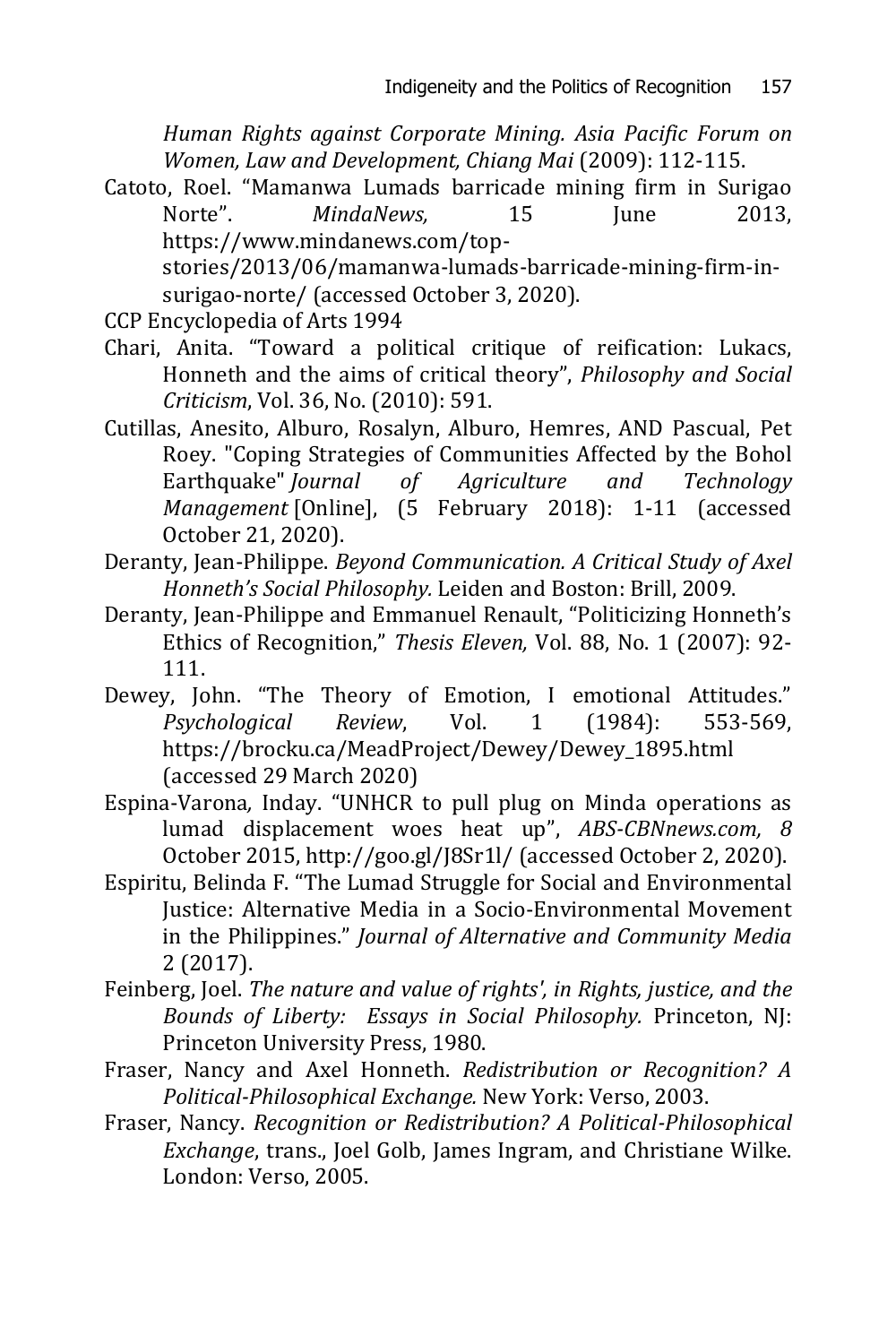*Human Rights against Corporate Mining. Asia Pacific Forum on Women, Law and Development, Chiang Mai* (2009): 112-115.

Catoto, Roel. "Mamanwa Lumads barricade mining firm in Surigao Norte". *MindaNews,* 15 June 2013, https://www.mindanews.com/top-stories/2013/06/mamanwa-lumads-barricade-mining-firm-in-surigao-norte/ (accessed October 3, 2020).

CCP Encyclopedia of Arts 1994

Chari, Anita. "Toward a political critique of reification: Lukacs, Honneth and the aims of critical theory", *Philosophy and Social Criticism*, Vol. 36, No. (2010): 591.

Cutillas, Anesito, Alburo, Rosalyn, Alburo, Hemres, AND Pascual, Pet Roey. "Coping Strategies of Communities Affected by the Bohol Earthquake" *Journal of Agriculture and Technology Management* [Online], (5 February 2018): 1-11 (accessed October 21, 2020).

Deranty, Jean-Philippe. *Beyond Communication. A Critical Study of Axel Honneth's Social Philosophy.* Leiden and Boston: Brill, 2009.

Deranty, Jean-Philippe and Emmanuel Renault, "Politicizing Honneth's Ethics of Recognition," *Thesis Eleven,* Vol. 88, No. 1 (2007): 92-111.

Dewey, John. "The Theory of Emotion, I emotional Attitudes." *Psychological Review*, Vol. 1 (1984): 553-569, https://brocku.ca/MeadProject/Dewey/Dewey_1895.html (accessed 29 March 2020)

Espina-Varona, Inday. "UNHCR to pull plug on Minda operations as lumad displacement woes heat up", *ABS-CBNnews.com, 8* October 2015, http://goo.gl/J8Sr1l/ (accessed October 2, 2020).

Espiritu, Belinda F. "The Lumad Struggle for Social and Environmental Justice: Alternative Media in a Socio-Environmental Movement in the Philippines." *Journal of Alternative and Community Media* 2 (2017).

Feinberg, Joel. *The nature and value of rights', in Rights, justice, and the Bounds of Liberty: Essays in Social Philosophy.* Princeton, NJ: Princeton University Press, 1980.

Fraser, Nancy and Axel Honneth. *Redistribution or Recognition? A Political-Philosophical Exchange.* New York: Verso, 2003.

Fraser, Nancy. *Recognition or Redistribution? A Political-Philosophical Exchange*, trans., Joel Golb, James Ingram, and Christiane Wilke. London: Verso, 2005.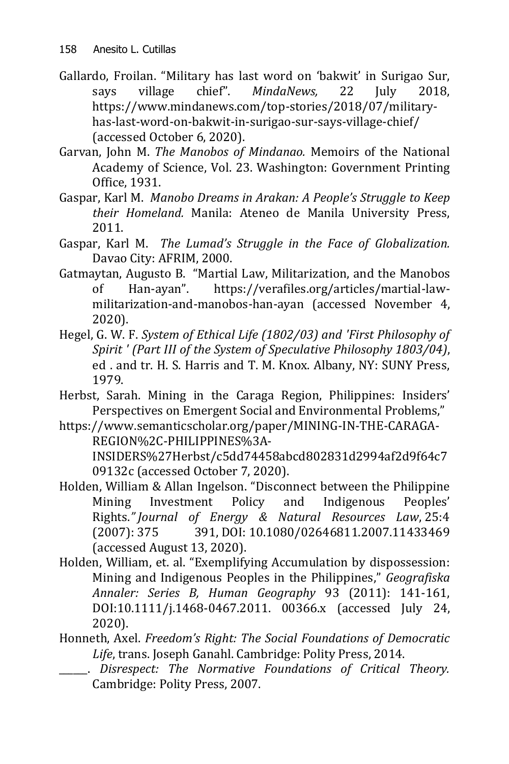Gallardo, Froilan. "Military has last word on 'bakwit' in Surigao Sur, says village chief". *MindaNews,* 22 July 2018, https://www.mindanews.com/top-stories/2018/07/military-has-last-word-on-bakwit-in-surigao-sur-says-village-chief/ (accessed October 6, 2020).

Garvan, John M. *The Manobos of Mindanao.* Memoirs of the National Academy of Science, Vol. 23. Washington: Government Printing Office, 1931.

Gaspar, Karl M. *Manobo Dreams in Arakan: A People's Struggle to Keep their Homeland.* Manila: Ateneo de Manila University Press, 2011.

Gaspar, Karl M. *The Lumad's Struggle in the Face of Globalization.* Davao City: AFRIM, 2000.

Gatmaytan, Augusto B. "Martial Law, Militarization, and the Manobos of Han-ayan". https://verafiles.org/articles/martial-law-militarization-and-manobos-han-ayan (accessed November 4, 2020).

Hegel, G. W. F. *System of Ethical Life (1802/03) and 'First Philosophy of Spirit ' (Part III of the System of Speculative Philosophy 1803/04)*, ed . and tr. H. S. Harris and T. M. Knox. Albany, NY: SUNY Press, 1979.

Herbst, Sarah. Mining in the Caraga Region, Philippines: Insiders' Perspectives on Emergent Social and Environmental Problems,"
https://www.semanticscholar.org/paper/MINING-IN-THE-CARAGA-REGION%2C-PHILIPPINES%3A-INSIDERS%27Herbst/c5dd74458abcd802831d2994af2d9f64c709132c (accessed October 7, 2020).

Holden, William & Allan Ingelson. "Disconnect between the Philippine Mining Investment Policy and Indigenous Peoples' Rights." *Journal of Energy & Natural Resources Law*, 25:4 (2007): 375 391, DOI: 10.1080/02646811.2007.11433469 (accessed August 13, 2020).

Holden, William, et. al. "Exemplifying Accumulation by dispossession: Mining and Indigenous Peoples in the Philippines," *Geografiska Annaler: Series B, Human Geography* 93 (2011): 141-161, DOI:10.1111/j.1468-0467.2011. 00366.x (accessed July 24, 2020).

Honneth, Axel. *Freedom's Right: The Social Foundations of Democratic Life*, trans. Joseph Ganahl. Cambridge: Polity Press, 2014.

______. *Disrespect: The Normative Foundations of Critical Theory.* Cambridge: Polity Press, 2007.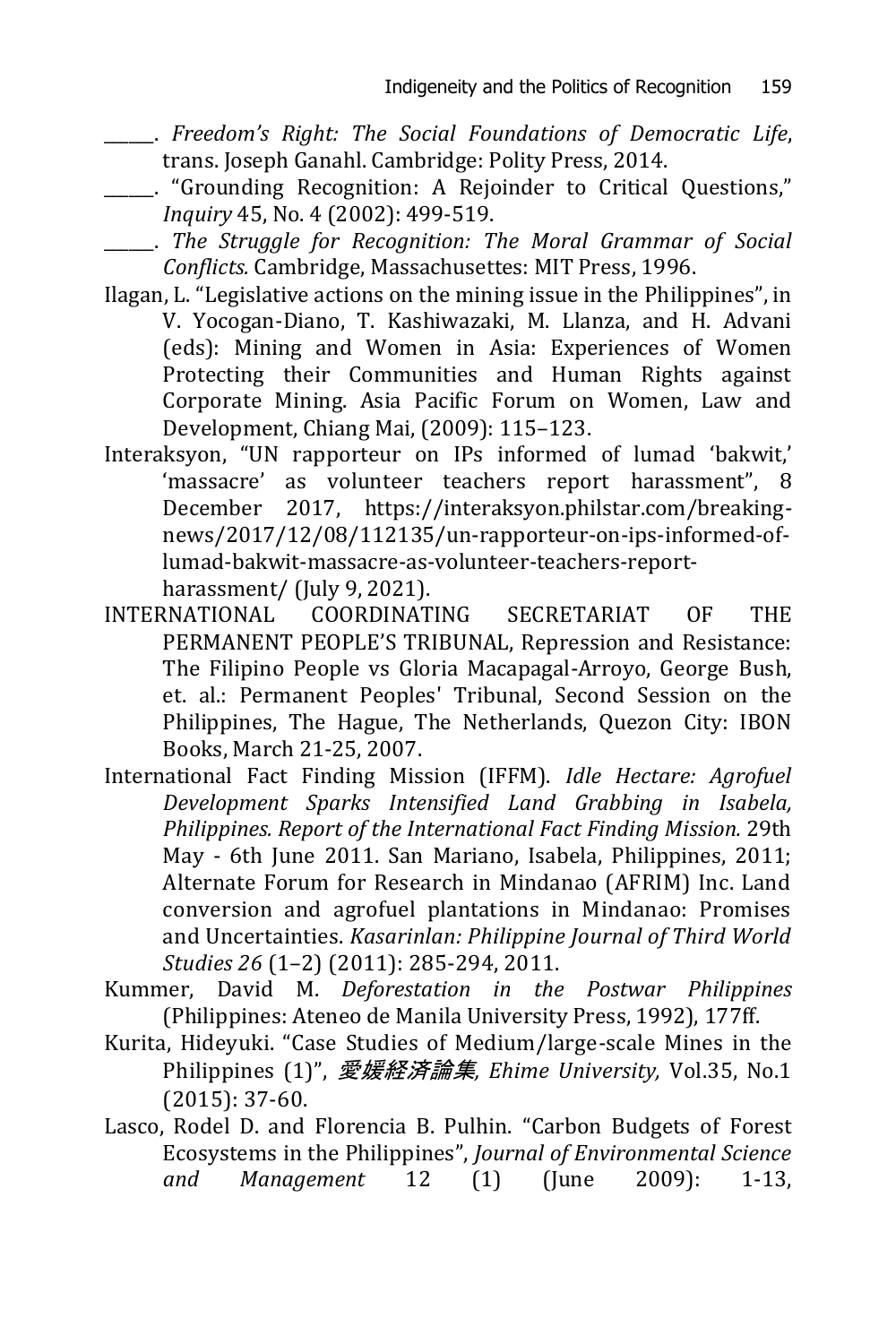\_\_\_\_\_\_. *Freedom's Right: The Social Foundations of Democratic Life*, trans. Joseph Ganahl. Cambridge: Polity Press, 2014.

\_\_\_\_\_\_. "Grounding Recognition: A Rejoinder to Critical Questions," *Inquiry* 45, No. 4 (2002): 499-519.

\_\_\_\_\_\_. *The Struggle for Recognition: The Moral Grammar of Social Conflicts.* Cambridge, Massachusettes: MIT Press, 1996.

Ilagan, L. "Legislative actions on the mining issue in the Philippines", in V. Yocogan-Diano, T. Kashiwazaki, M. Llanza, and H. Advani (eds): Mining and Women in Asia: Experiences of Women Protecting their Communities and Human Rights against Corporate Mining. Asia Pacific Forum on Women, Law and Development, Chiang Mai, (2009): 115–123.

Interaksyon, "UN rapporteur on IPs informed of lumad 'bakwit,' 'massacre' as volunteer teachers report harassment", 8 December 2017, https://interaksyon.philstar.com/breaking-news/2017/12/08/112135/un-rapporteur-on-ips-informed-of-lumad-bakwit-massacre-as-volunteer-teachers-report-harassment/ (July 9, 2021).

INTERNATIONAL COORDINATING SECRETARIAT OF THE PERMANENT PEOPLE'S TRIBUNAL, Repression and Resistance: The Filipino People vs Gloria Macapagal-Arroyo, George Bush, et. al.: Permanent Peoples' Tribunal, Second Session on the Philippines, The Hague, The Netherlands, Quezon City: IBON Books, March 21-25, 2007.

International Fact Finding Mission (IFFM). *Idle Hectare: Agrofuel Development Sparks Intensified Land Grabbing in Isabela, Philippines. Report of the International Fact Finding Mission.* 29th May - 6th June 2011. San Mariano, Isabela, Philippines, 2011; Alternate Forum for Research in Mindanao (AFRIM) Inc. Land conversion and agrofuel plantations in Mindanao: Promises and Uncertainties. *Kasarinlan: Philippine Journal of Third World Studies 26* (1–2) (2011): 285-294, 2011.

Kummer, David M. *Deforestation in the Postwar Philippines* (Philippines: Ateneo de Manila University Press, 1992), 177ff.

Kurita, Hideyuki. "Case Studies of Medium/large-scale Mines in the Philippines (1)", *愛媛経済論集, Ehime University,* Vol.35, No.1 (2015): 37-60.

Lasco, Rodel D. and Florencia B. Pulhin. "Carbon Budgets of Forest Ecosystems in the Philippines", *Journal of Environmental Science and Management* 12 (1) (June 2009): 1-13,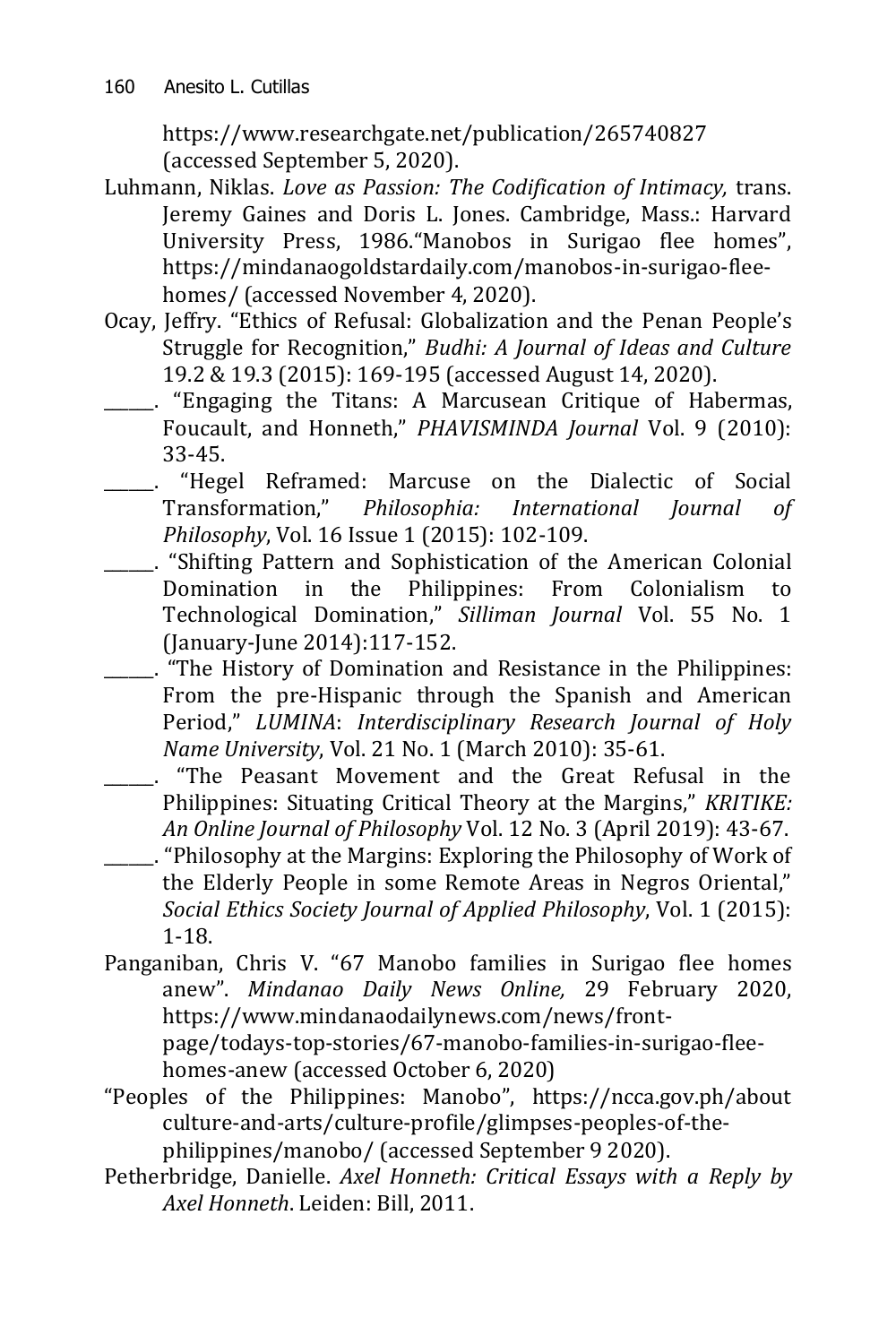https://www.researchgate.net/publication/265740827 (accessed September 5, 2020).

Luhmann, Niklas. *Love as Passion: The Codification of Intimacy,* trans. Jeremy Gaines and Doris L. Jones. Cambridge, Mass.: Harvard University Press, 1986."Manobos in Surigao flee homes", https://mindanaogoldstardaily.com/manobos-in-surigao-flee-homes/ (accessed November 4, 2020).

Ocay, Jeffry. "Ethics of Refusal: Globalization and the Penan People's Struggle for Recognition," *Budhi: A Journal of Ideas and Culture* 19.2 & 19.3 (2015): 169-195 (accessed August 14, 2020).

_____. "Engaging the Titans: A Marcusean Critique of Habermas, Foucault, and Honneth," *PHAVISMINDA Journal* Vol. 9 (2010): 33-45.

_____. "Hegel Reframed: Marcuse on the Dialectic of Social Transformation," *Philosophia: International Journal of Philosophy*, Vol. 16 Issue 1 (2015): 102-109.

_____. "Shifting Pattern and Sophistication of the American Colonial Domination in the Philippines: From Colonialism to Technological Domination," *Silliman Journal* Vol. 55 No. 1 (January-June 2014):117-152.

_____. "The History of Domination and Resistance in the Philippines: From the pre-Hispanic through the Spanish and American Period," *LUMINA*: *Interdisciplinary Research Journal of Holy Name University*, Vol. 21 No. 1 (March 2010): 35-61.

_____. "The Peasant Movement and the Great Refusal in the Philippines: Situating Critical Theory at the Margins," *KRITIKE: An Online Journal of Philosophy* Vol. 12 No. 3 (April 2019): 43-67.

_____. "Philosophy at the Margins: Exploring the Philosophy of Work of the Elderly People in some Remote Areas in Negros Oriental," *Social Ethics Society Journal of Applied Philosophy*, Vol. 1 (2015): 1-18.

Panganiban, Chris V. "67 Manobo families in Surigao flee homes anew". *Mindanao Daily News Online,* 29 February 2020, https://www.mindanaodailynews.com/news/front-page/todays-top-stories/67-manobo-families-in-surigao-flee-homes-anew (accessed October 6, 2020)

"Peoples of the Philippines: Manobo", https://ncca.gov.ph/about culture-and-arts/culture-profile/glimpses-peoples-of-the-philippines/manobo/ (accessed September 9 2020).

Petherbridge, Danielle. *Axel Honneth: Critical Essays with a Reply by Axel Honneth*. Leiden: Bill, 2011.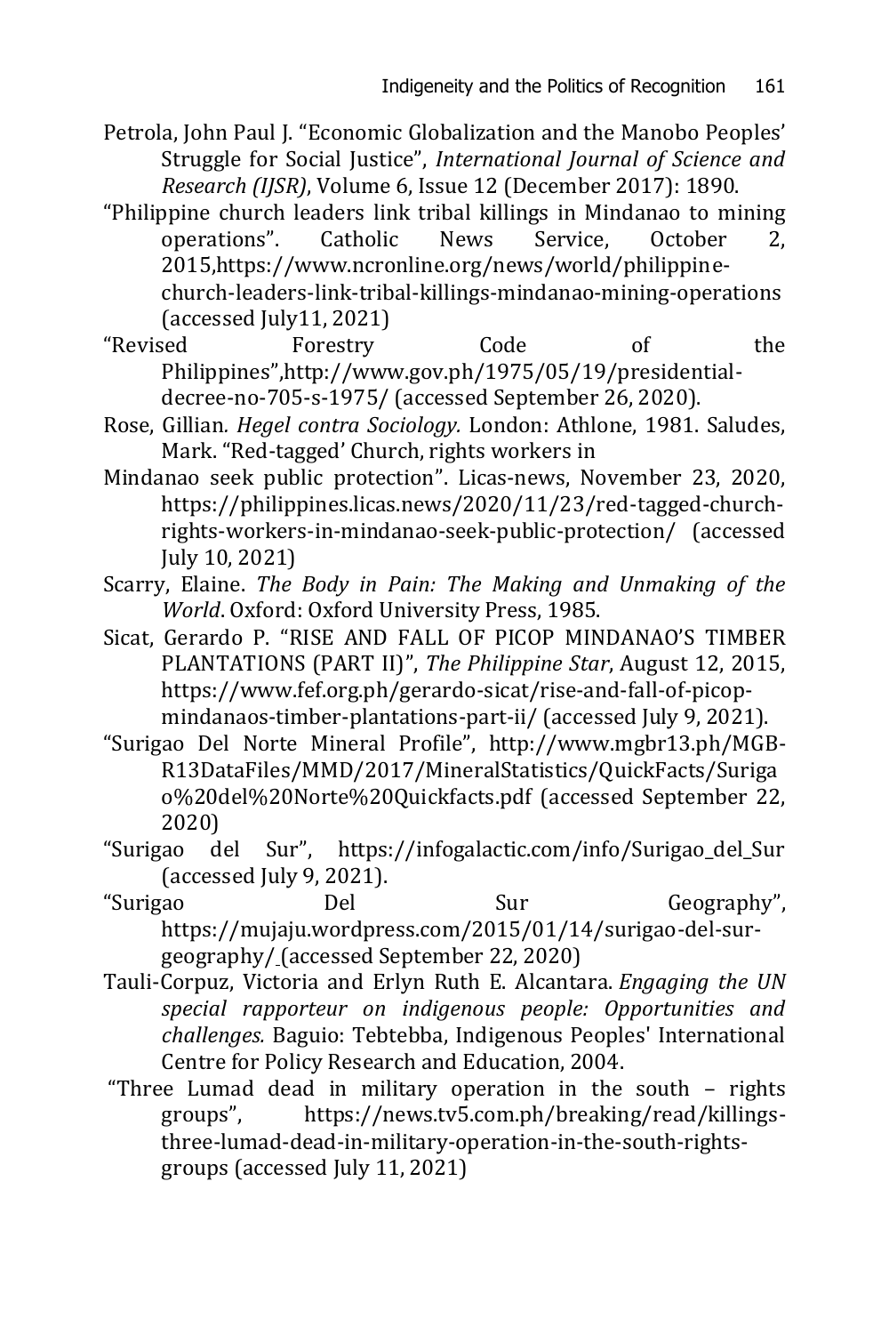Petrola, John Paul J. "Economic Globalization and the Manobo Peoples' Struggle for Social Justice", *International Journal of Science and Research (IJSR)*, Volume 6, Issue 12 (December 2017): 1890.

"Philippine church leaders link tribal killings in Mindanao to mining operations". Catholic News Service, October 2, 2015,https://www.ncronline.org/news/world/philippine-church-leaders-link-tribal-killings-mindanao-mining-operations (accessed July11, 2021)

"Revised Forestry Code of the Philippines",http://www.gov.ph/1975/05/19/presidential-decree-no-705-s-1975/ (accessed September 26, 2020).

Rose, Gillian. *Hegel contra Sociology.* London: Athlone, 1981. Saludes, Mark. "Red-tagged' Church, rights workers in

Mindanao seek public protection". Licas-news, November 23, 2020, https://philippines.licas.news/2020/11/23/red-tagged-church-rights-workers-in-mindanao-seek-public-protection/ (accessed July 10, 2021)

Scarry, Elaine. *The Body in Pain: The Making and Unmaking of the World*. Oxford: Oxford University Press, 1985.

Sicat, Gerardo P. "RISE AND FALL OF PICOP MINDANAO'S TIMBER PLANTATIONS (PART II)", *The Philippine Star*, August 12, 2015, https://www.fef.org.ph/gerardo-sicat/rise-and-fall-of-picop-mindanaos-timber-plantations-part-ii/ (accessed July 9, 2021).

"Surigao Del Norte Mineral Profile", http://www.mgbr13.ph/MGB-R13DataFiles/MMD/2017/MineralStatistics/QuickFacts/Surigao%20del%20Norte%20Quickfacts.pdf (accessed September 22, 2020)

"Surigao del Sur", https://infogalactic.com/info/Surigao_del_Sur (accessed July 9, 2021).

"Surigao Del Sur Geography", https://mujaju.wordpress.com/2015/01/14/surigao-del-sur-geography/ (accessed September 22, 2020)

Tauli-Corpuz, Victoria and Erlyn Ruth E. Alcantara. *Engaging the UN special rapporteur on indigenous people: Opportunities and challenges.* Baguio: Tebtebba, Indigenous Peoples' International Centre for Policy Research and Education, 2004.

"Three Lumad dead in military operation in the south – rights groups", https://news.tv5.com.ph/breaking/read/killings-three-lumad-dead-in-military-operation-in-the-south-rights-groups (accessed July 11, 2021)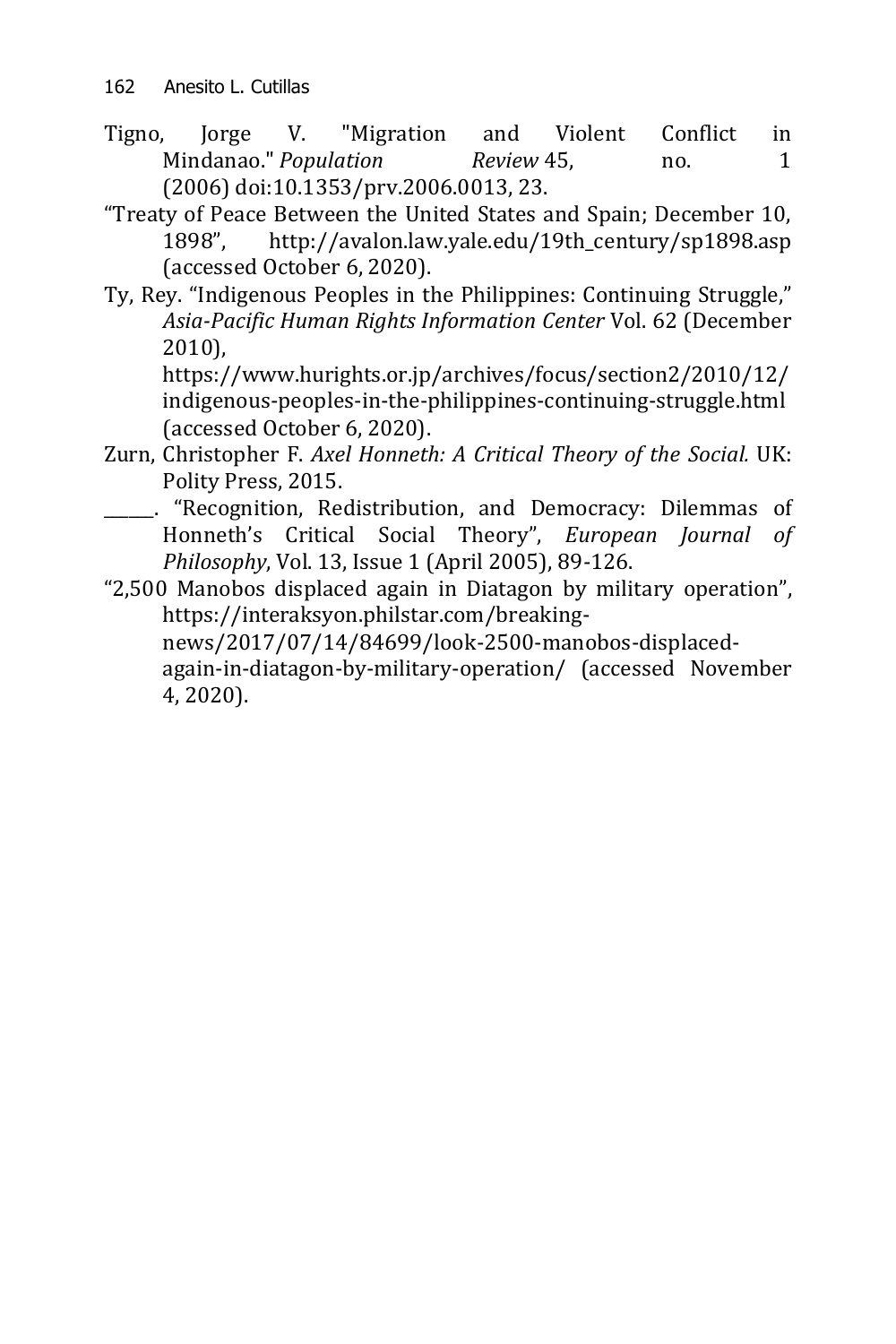Tigno, Jorge V. "Migration and Violent Conflict in Mindanao." *Population Review* 45, no. 1 (2006) doi:10.1353/prv.2006.0013, 23.

"Treaty of Peace Between the United States and Spain; December 10, 1898", http://avalon.law.yale.edu/19th_century/sp1898.asp (accessed October 6, 2020).

Ty, Rey. "Indigenous Peoples in the Philippines: Continuing Struggle," *Asia-Pacific Human Rights Information Center* Vol. 62 (December 2010), https://www.hurights.or.jp/archives/focus/section2/2010/12/indigenous-peoples-in-the-philippines-continuing-struggle.html (accessed October 6, 2020).

Zurn, Christopher F. *Axel Honneth: A Critical Theory of the Social.* UK: Polity Press, 2015.

_____. "Recognition, Redistribution, and Democracy: Dilemmas of Honneth's Critical Social Theory", *European Journal of Philosophy*, Vol. 13, Issue 1 (April 2005), 89-126.

"2,500 Manobos displaced again in Diatagon by military operation", https://interaksyon.philstar.com/breaking-news/2017/07/14/84699/look-2500-manobos-displaced-again-in-diatagon-by-military-operation/ (accessed November 4, 2020).